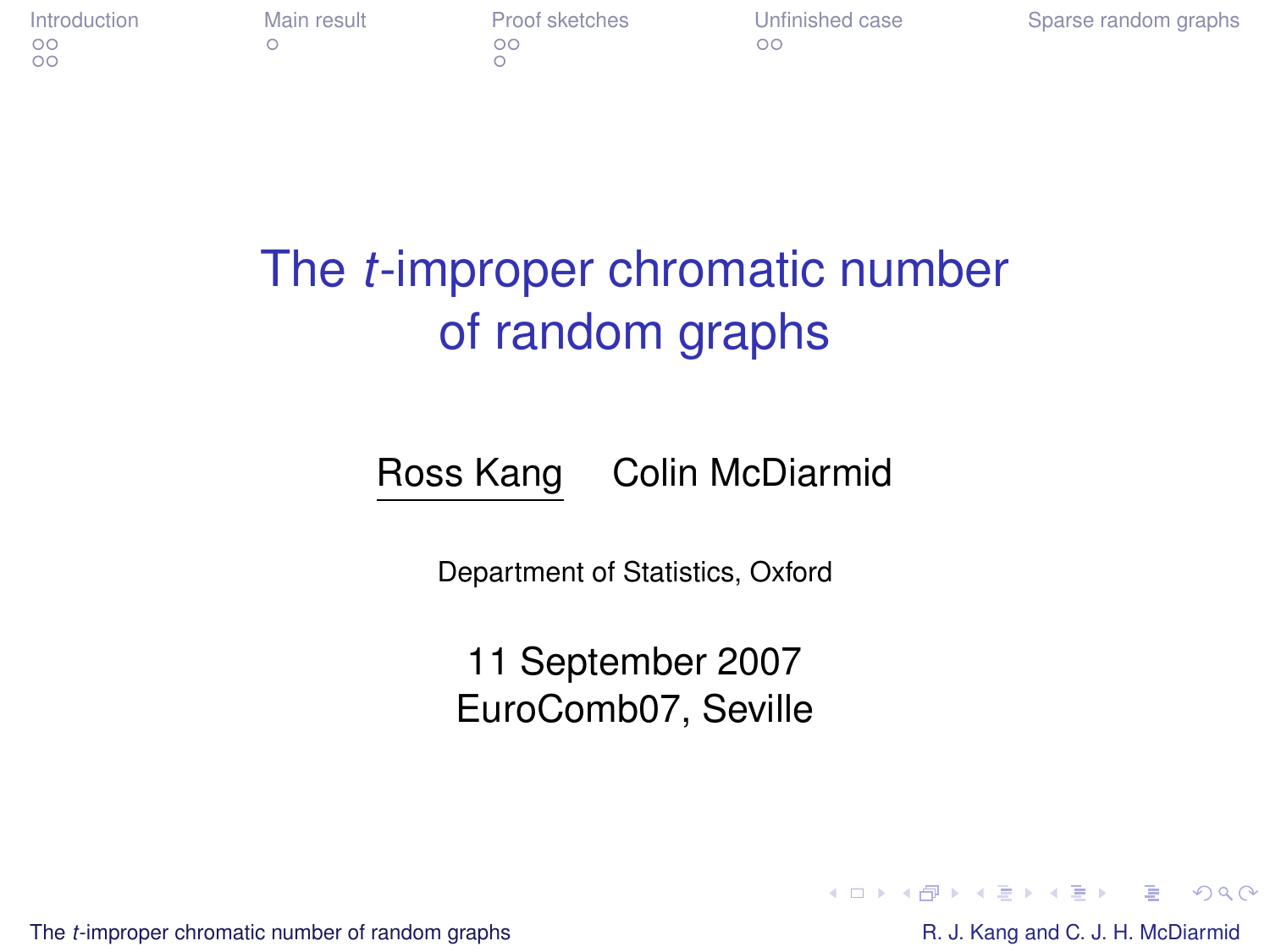# The $t$-improper chromatic number of random graphs

Ross Kang     Colin McDiarmid

Department of Statistics, Oxford

11 September 2007
EuroComb07, Seville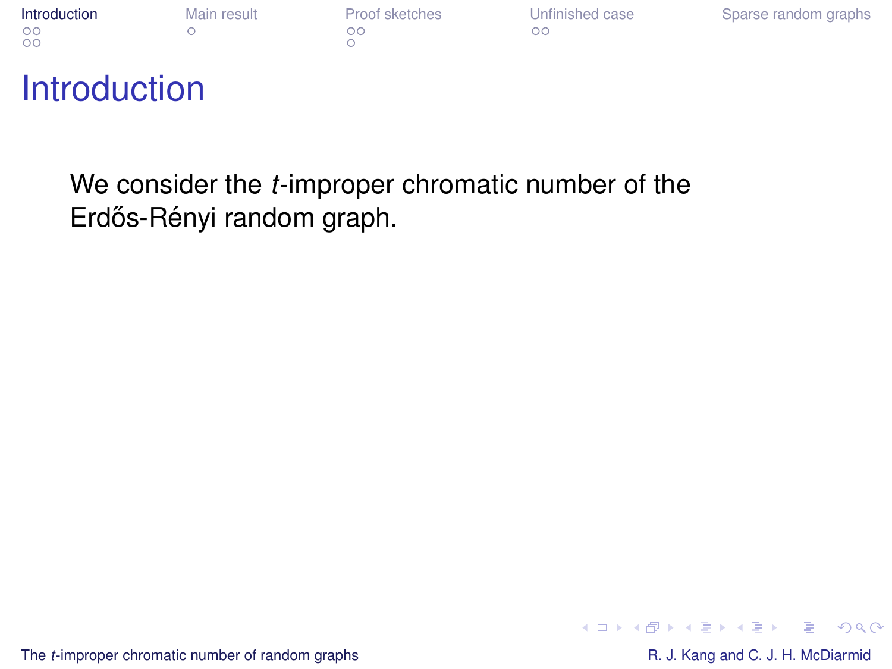# Introduction

We consider the $t$-improper chromatic number of the Erdős-Rényi random graph.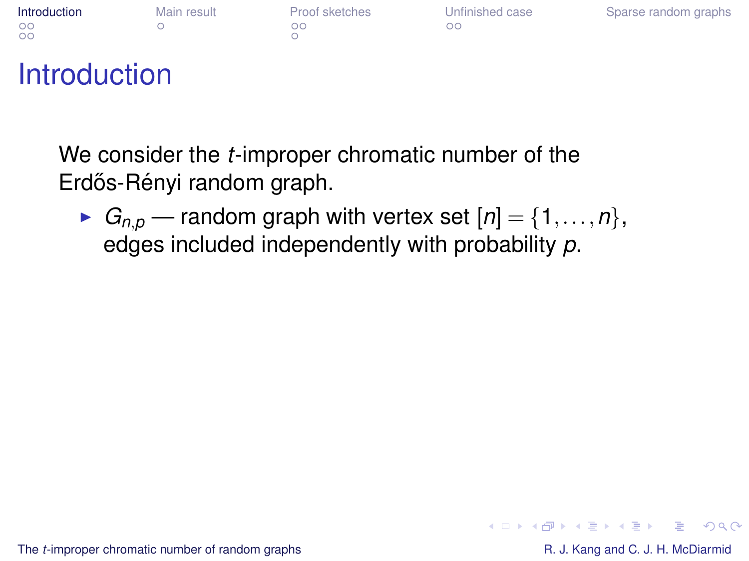# Introduction

We consider the $t$-improper chromatic number of the Erdős-Rényi random graph.

- $G_{n,p}$ — random graph with vertex set $[n] = \{1, \ldots, n\}$, edges included independently with probability $p$.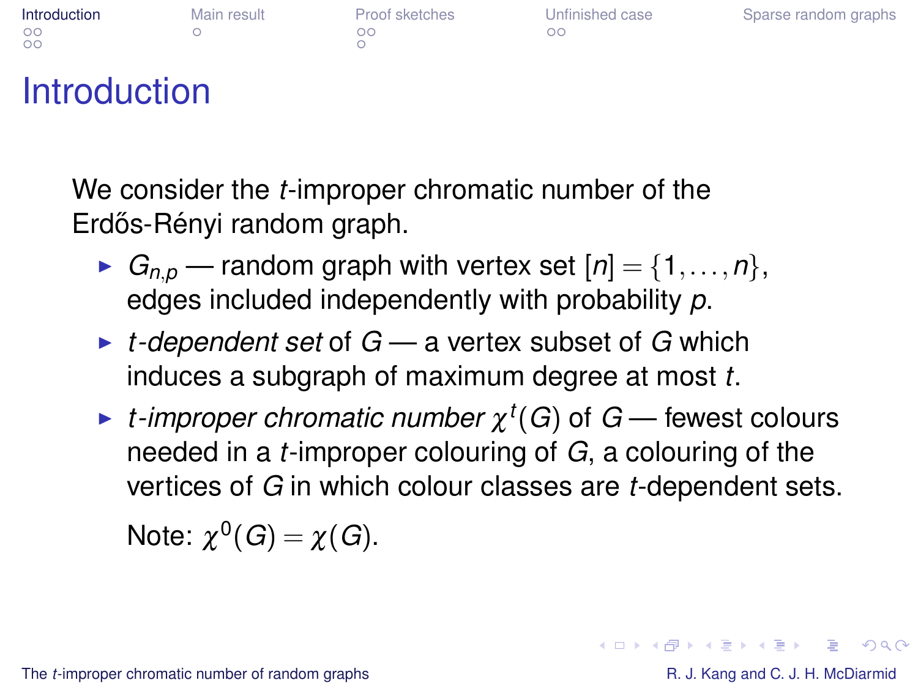# Introduction

We consider the $t$-improper chromatic number of the Erdős-Rényi random graph.

- $G_{n,p}$ — random graph with vertex set $[n] = \{1, \ldots, n\}$, edges included independently with probability $p$.
- *$t$-dependent set* of $G$ — a vertex subset of $G$ which induces a subgraph of maximum degree at most $t$.
- *$t$-improper chromatic number* $\chi^t(G)$ of $G$ — fewest colours needed in a $t$-improper colouring of $G$, a colouring of the vertices of $G$ in which colour classes are $t$-dependent sets.

  Note: $\chi^0(G) = \chi(G)$.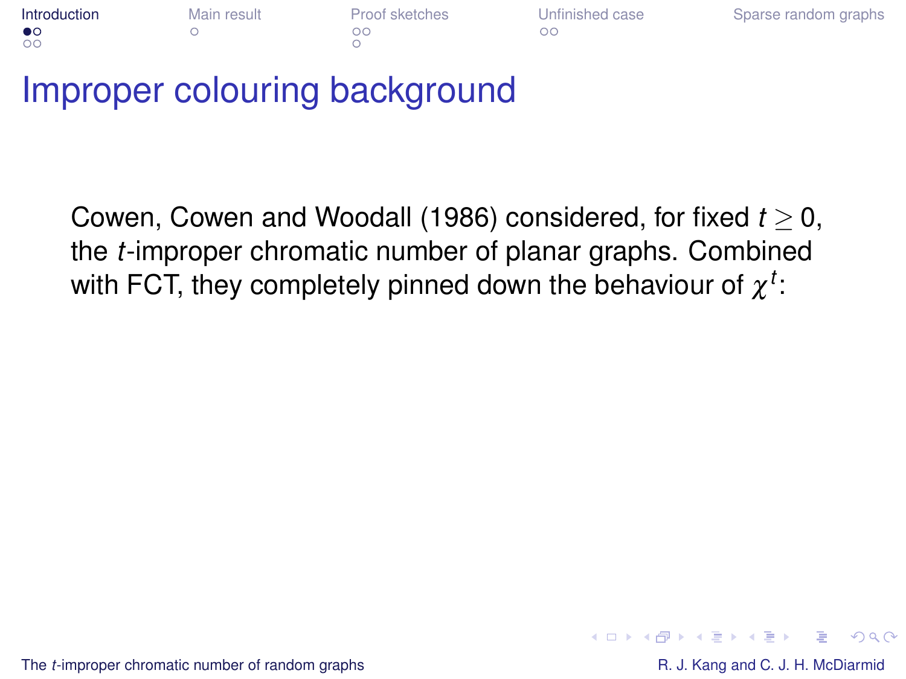# Improper colouring background

Cowen, Cowen and Woodall (1986) considered, for fixed $t \geq 0$, the $t$-improper chromatic number of planar graphs. Combined with FCT, they completely pinned down the behaviour of $\chi^t$: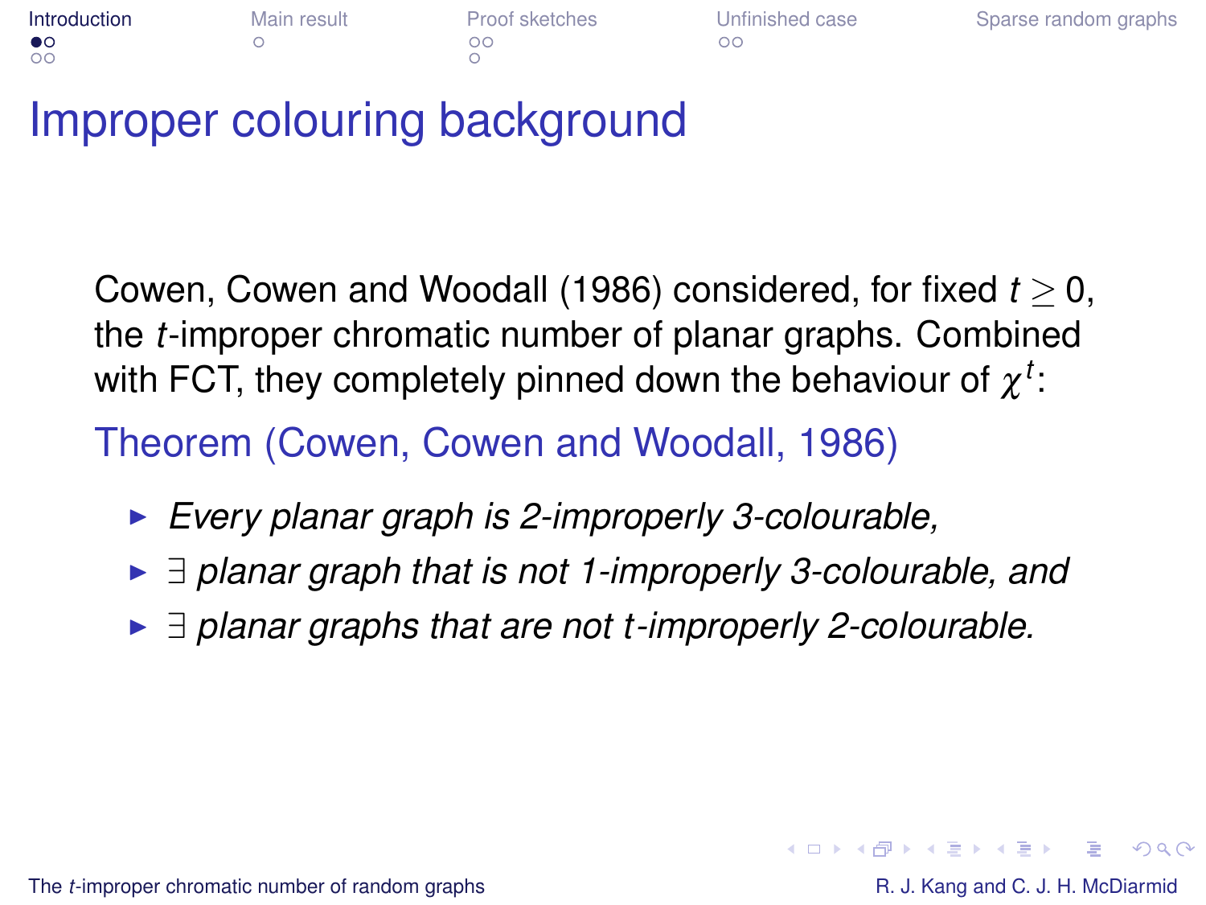# Improper colouring background

Cowen, Cowen and Woodall (1986) considered, for fixed $t \geq 0$, the $t$-improper chromatic number of planar graphs. Combined with FCT, they completely pinned down the behaviour of $\chi^t$:

**Theorem (Cowen, Cowen and Woodall, 1986)**

- *Every planar graph is 2-improperly 3-colourable,*
- *$\exists$ planar graph that is not 1-improperly 3-colourable, and*
- *$\exists$ planar graphs that are not $t$-improperly 2-colourable.*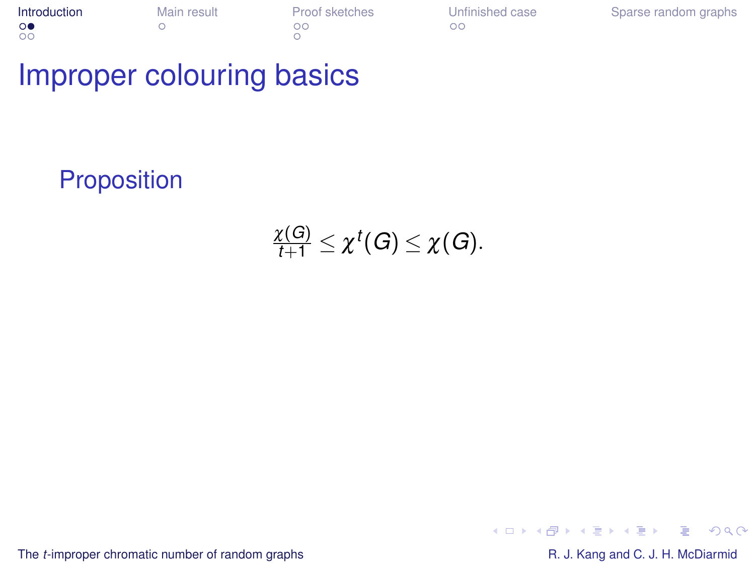# Improper colouring basics

## Proposition

$$\frac{\chi(G)}{t+1} \le \chi^t(G) \le \chi(G).$$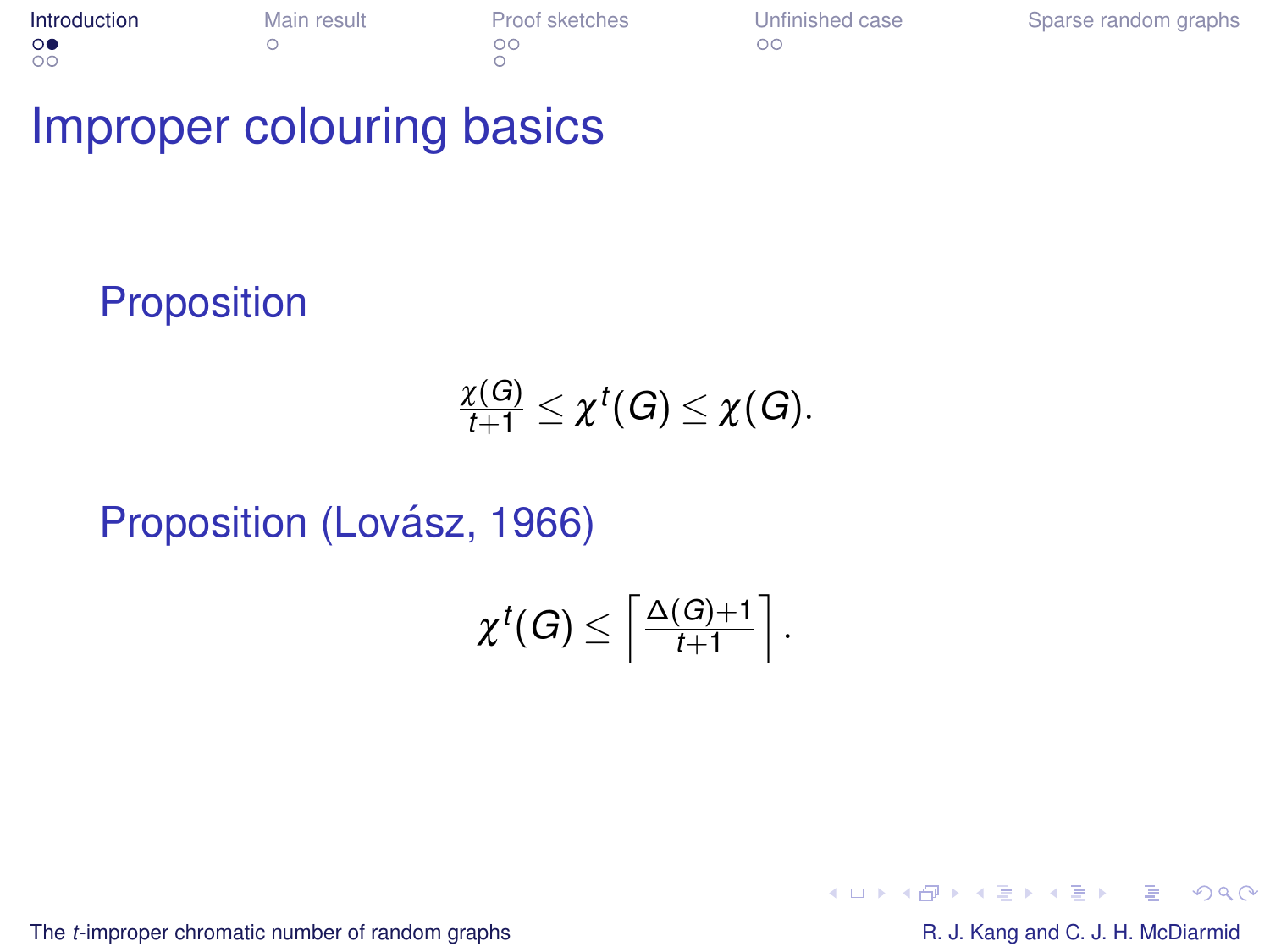# Improper colouring basics

### Proposition

$$\frac{\chi(G)}{t+1} \le \chi^t(G) \le \chi(G).$$

### Proposition (Lovász, 1966)

$$\chi^t(G) \le \left\lceil \frac{\Delta(G)+1}{t+1} \right\rceil.$$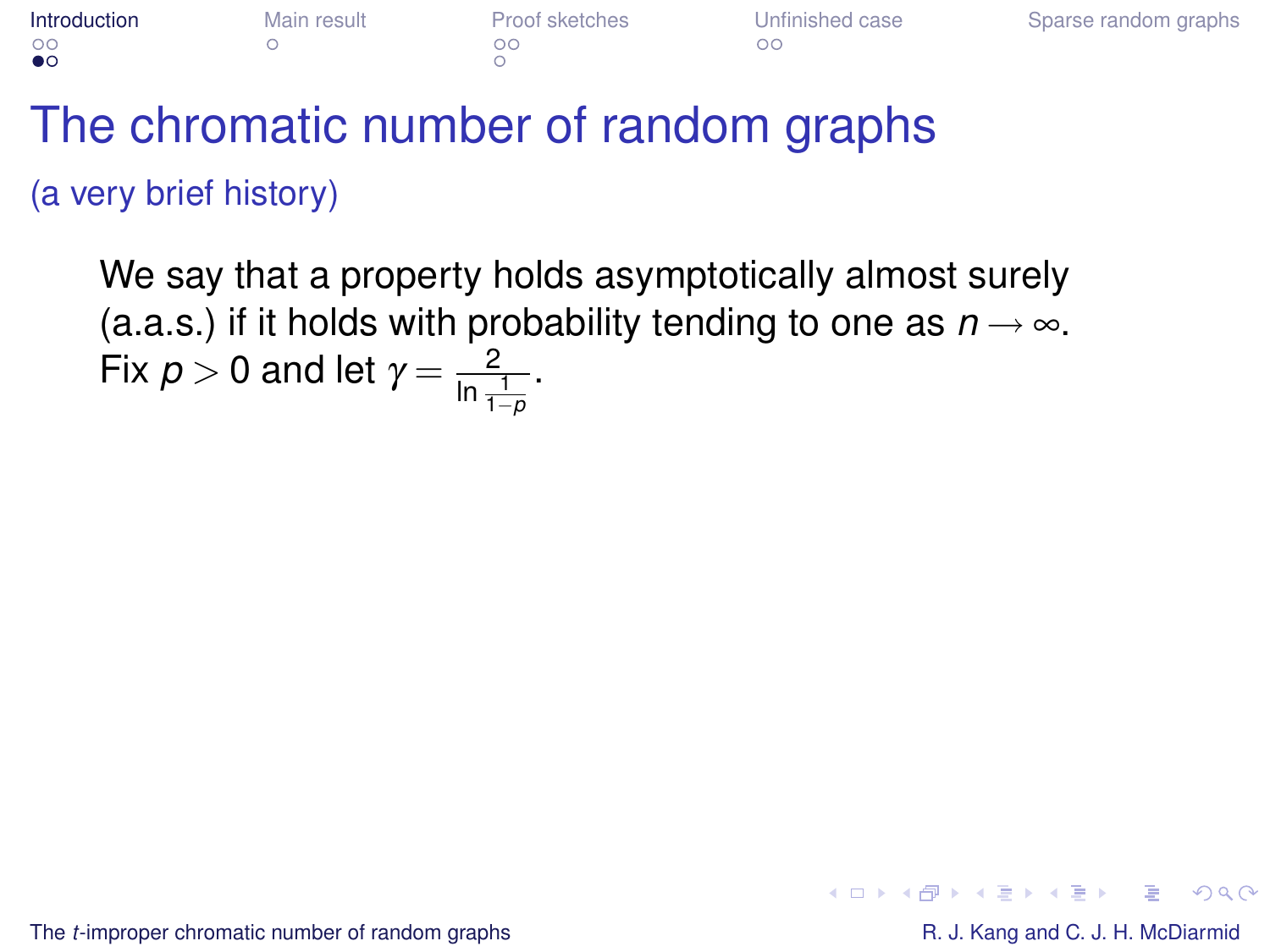# The chromatic number of random graphs

(a very brief history)

We say that a property holds asymptotically almost surely (a.a.s.) if it holds with probability tending to one as $n \to \infty$. Fix $p > 0$ and let $\gamma = \frac{2}{\ln \frac{1}{1-p}}$.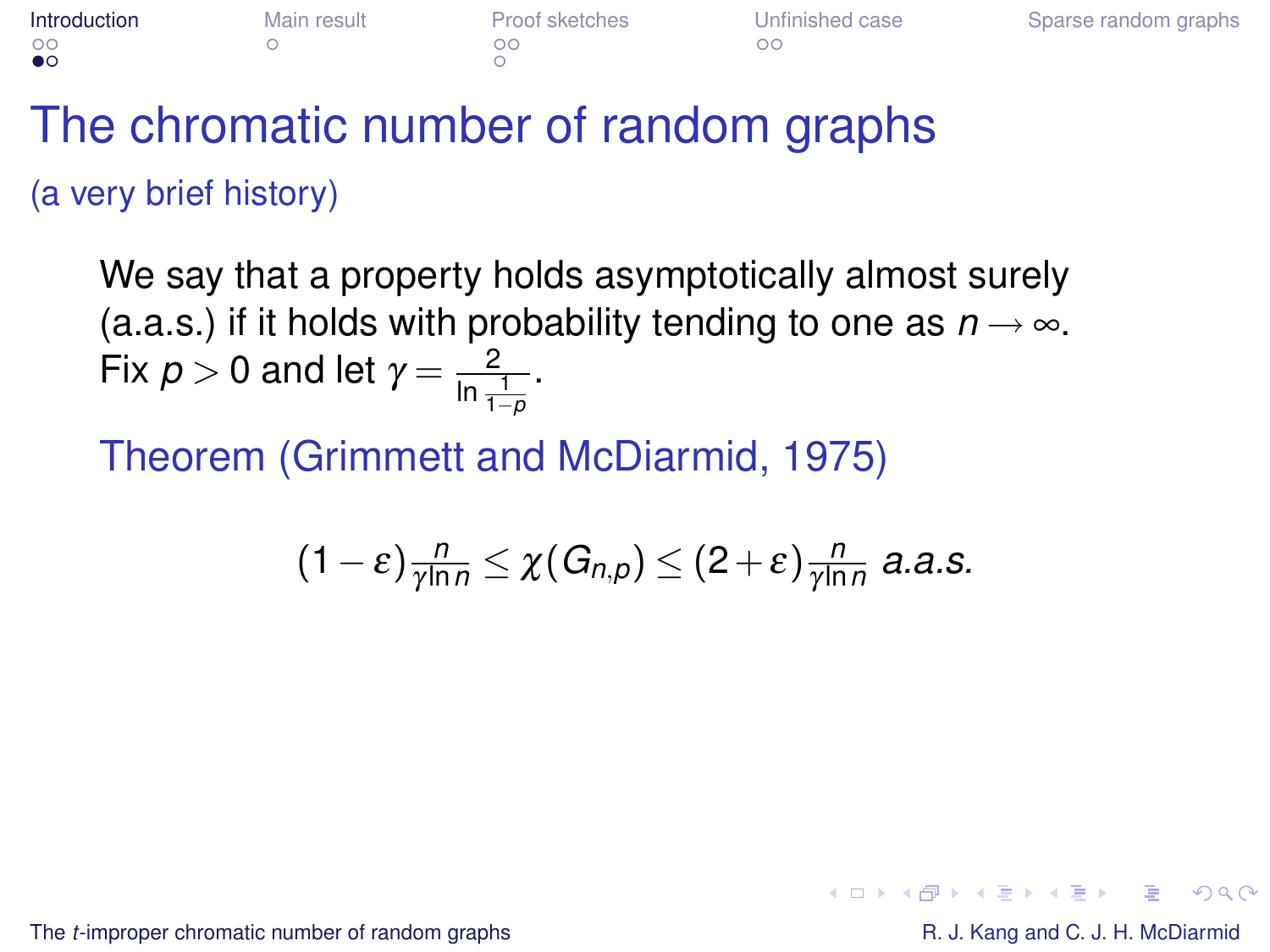# The chromatic number of random graphs

(a very brief history)

We say that a property holds asymptotically almost surely (a.a.s.) if it holds with probability tending to one as $n \to \infty$. Fix $p > 0$ and let $\gamma = \frac{2}{\ln \frac{1}{1-p}}$.

## Theorem (Grimmett and McDiarmid, 1975)

$$(1-\varepsilon)\frac{n}{\gamma \ln n} \leq \chi(G_{n,p}) \leq (2+\varepsilon)\frac{n}{\gamma \ln n} \text{ } a.a.s.$$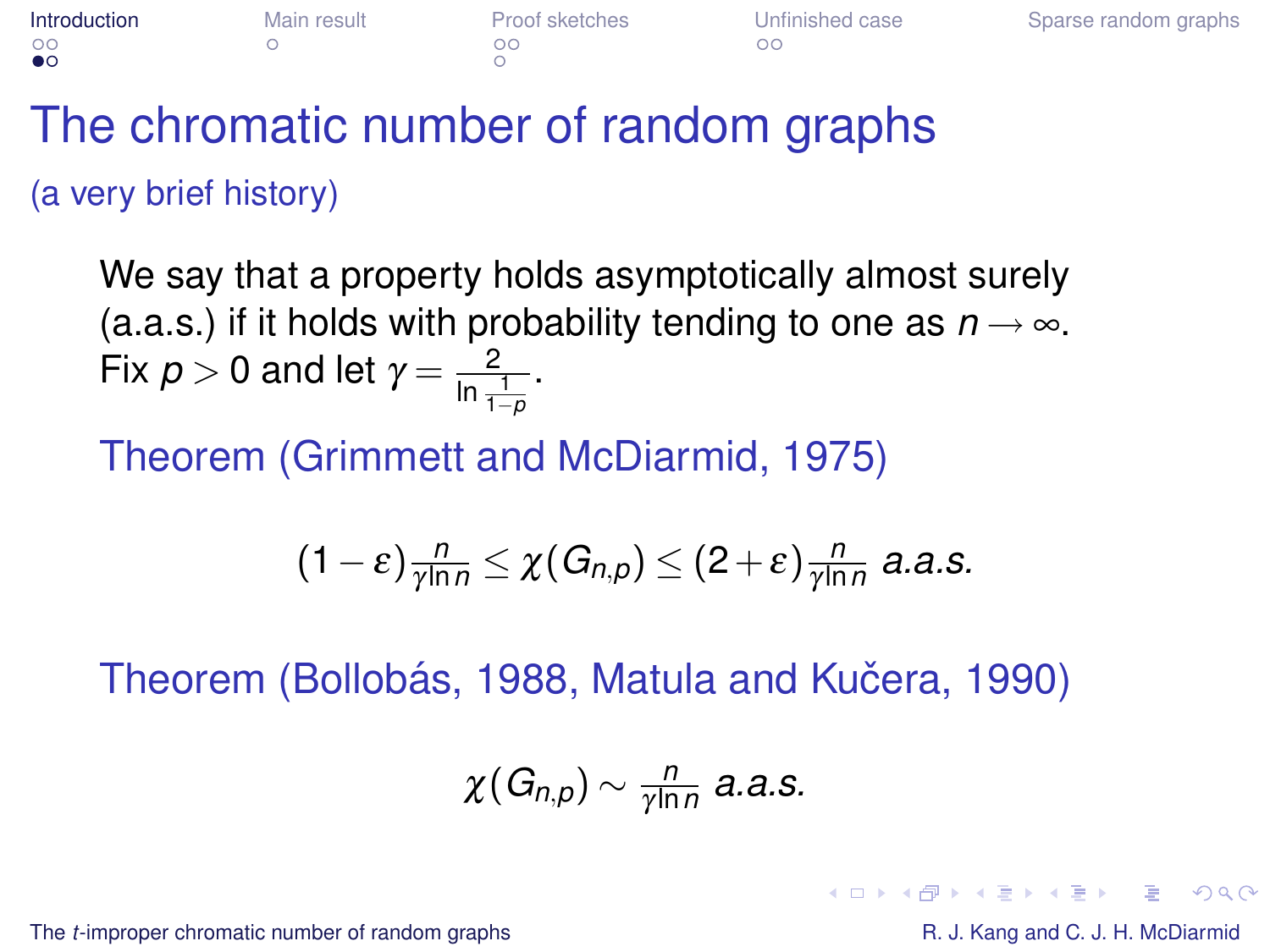# The chromatic number of random graphs

(a very brief history)

We say that a property holds asymptotically almost surely (a.a.s.) if it holds with probability tending to one as $n \to \infty$. Fix $p > 0$ and let $\gamma = \frac{2}{\ln \frac{1}{1-p}}$.

**Theorem (Grimmett and McDiarmid, 1975)**

$$(1-\varepsilon)\frac{n}{\gamma \ln n} \leq \chi(G_{n,p}) \leq (2+\varepsilon)\frac{n}{\gamma \ln n} \textit{ a.a.s.}$$

**Theorem (Bollobás, 1988, Matula and Kučera, 1990)**

$$\chi(G_{n,p}) \sim \frac{n}{\gamma \ln n} \textit{ a.a.s.}$$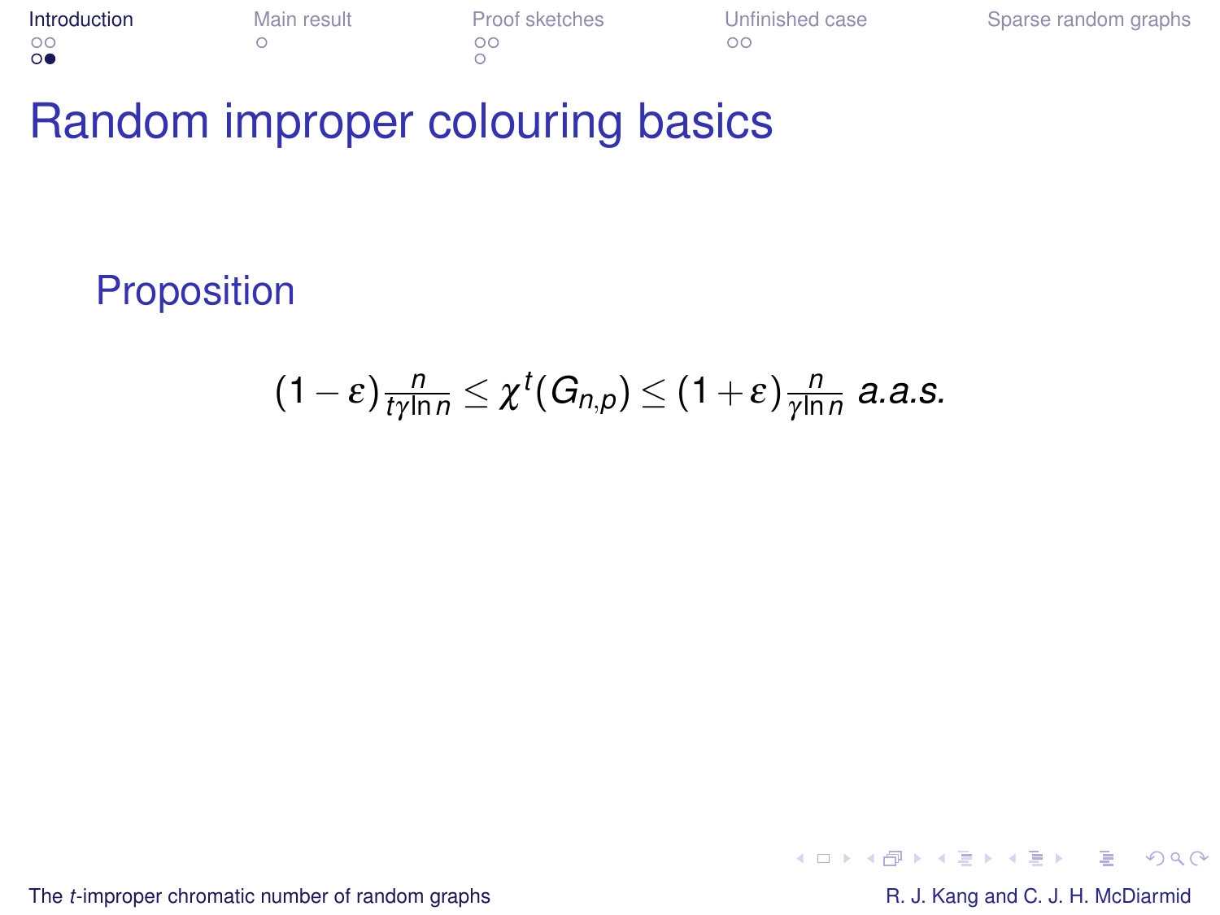# Random improper colouring basics

## Proposition

$$(1-\varepsilon)\frac{n}{t\gamma \ln n} \le \chi^t(G_{n,p}) \le (1+\varepsilon)\frac{n}{\gamma \ln n} \textit{ a.a.s.}$$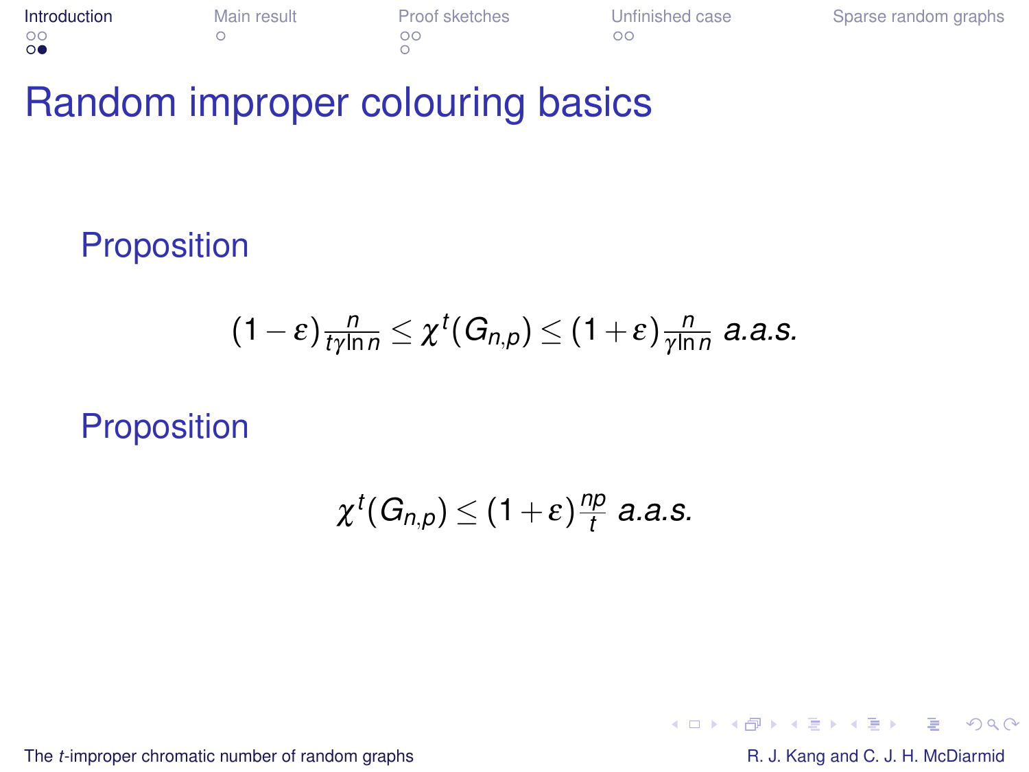# Random improper colouring basics

### Proposition

$$(1-\varepsilon)\frac{n}{t\gamma \ln n} \leq \chi^t(G_{n,p}) \leq (1+\varepsilon)\frac{n}{\gamma \ln n} \text{ a.a.s.}$$

### Proposition

$$\chi^t(G_{n,p}) \leq (1+\varepsilon)\frac{np}{t} \text{ a.a.s.}$$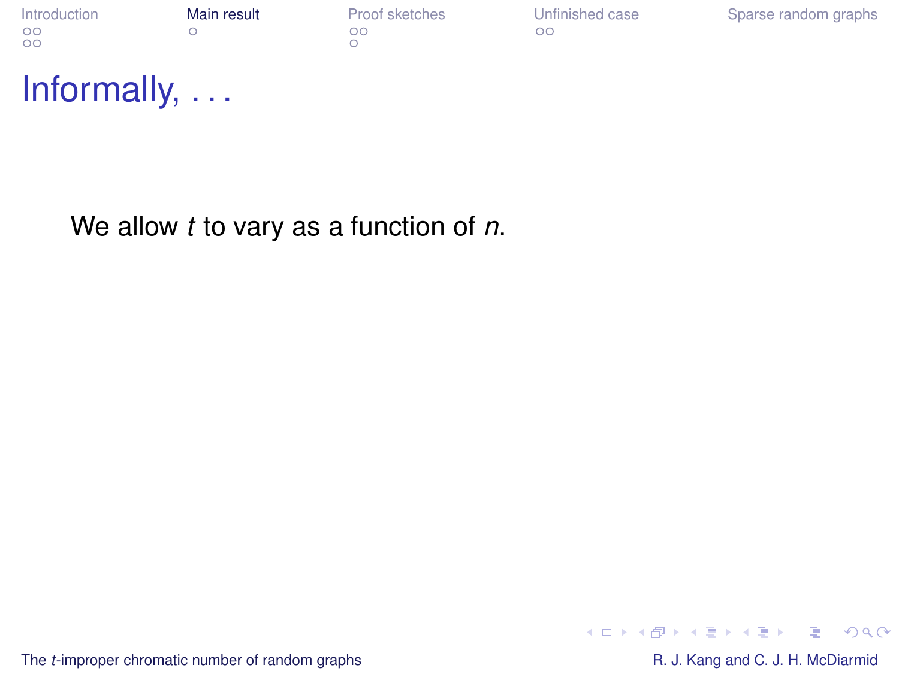# Informally, . . .

We allow $t$ to vary as a function of $n$.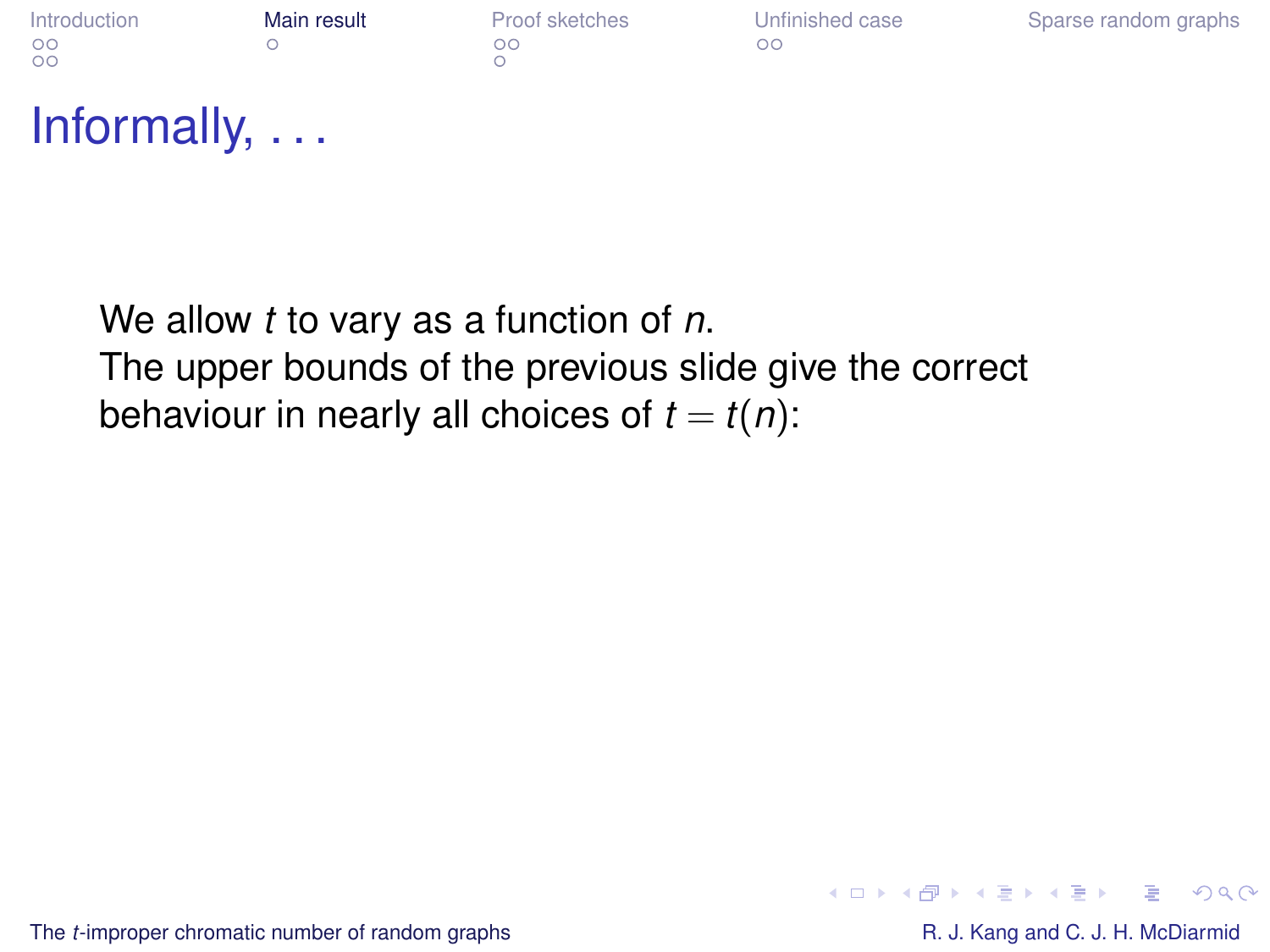# Informally, . . .

We allow $t$ to vary as a function of $n$.
The upper bounds of the previous slide give the correct behaviour in nearly all choices of $t = t(n)$: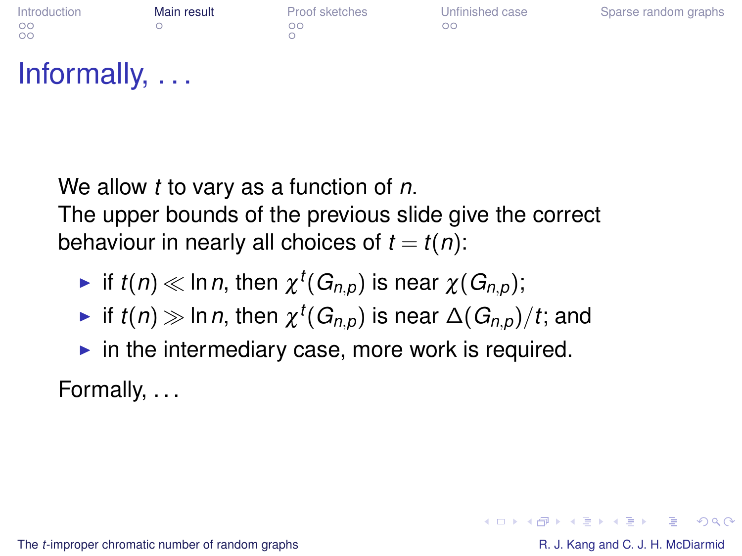# Informally, ...

We allow $t$ to vary as a function of $n$.
The upper bounds of the previous slide give the correct behaviour in nearly all choices of $t = t(n)$:

- if $t(n) \ll \ln n$, then $\chi^t(G_{n,p})$ is near $\chi(G_{n,p})$;
- if $t(n) \gg \ln n$, then $\chi^t(G_{n,p})$ is near $\Delta(G_{n,p})/t$; and
- in the intermediary case, more work is required.

Formally, ...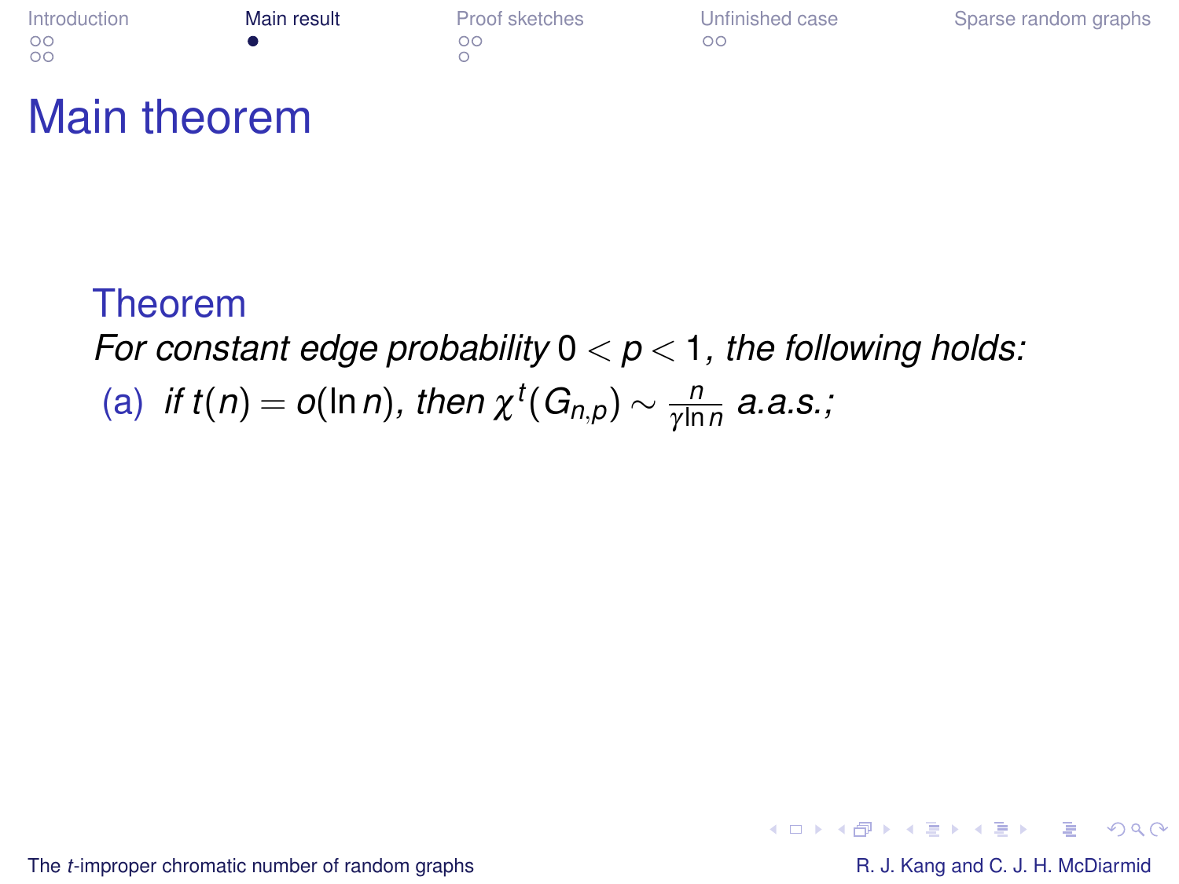# Main theorem

### Theorem

*For constant edge probability $0 < p < 1$, the following holds:*

(a) *if $t(n) = o(\ln n)$, then $\chi^t(G_{n,p}) \sim \frac{n}{\gamma \ln n}$ a.a.s.;*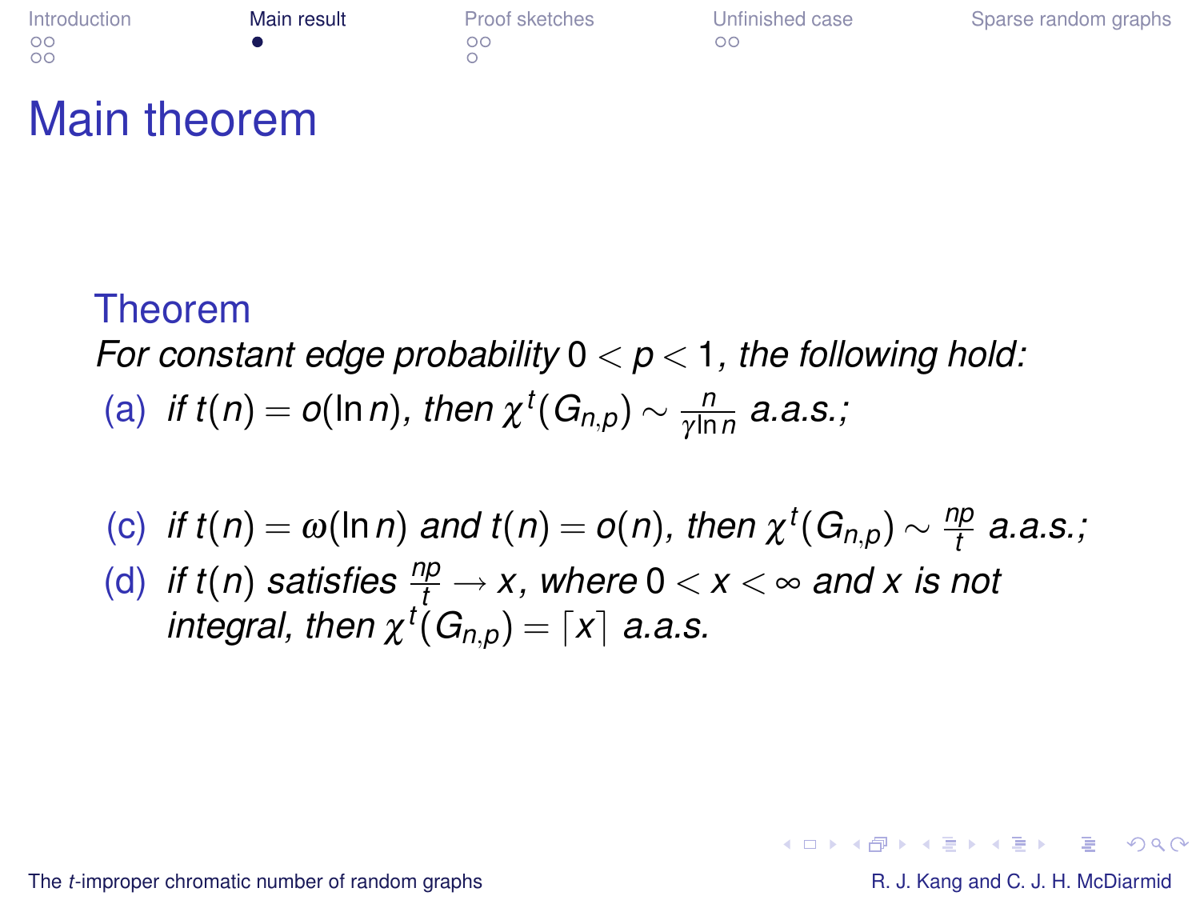# Main theorem

### Theorem

*For constant edge probability $0 < p < 1$, the following hold:*

(a) *if $t(n) = o(\ln n)$, then $\chi^t(G_{n,p}) \sim \frac{n}{\gamma \ln n}$ a.a.s.;*

(c) *if $t(n) = \omega(\ln n)$ and $t(n) = o(n)$, then $\chi^t(G_{n,p}) \sim \frac{np}{t}$ a.a.s.;*

(d) *if $t(n)$ satisfies $\frac{np}{t} \to x$, where $0 < x < \infty$ and $x$ is not integral, then $\chi^t(G_{n,p}) = \lceil x \rceil$ a.a.s.*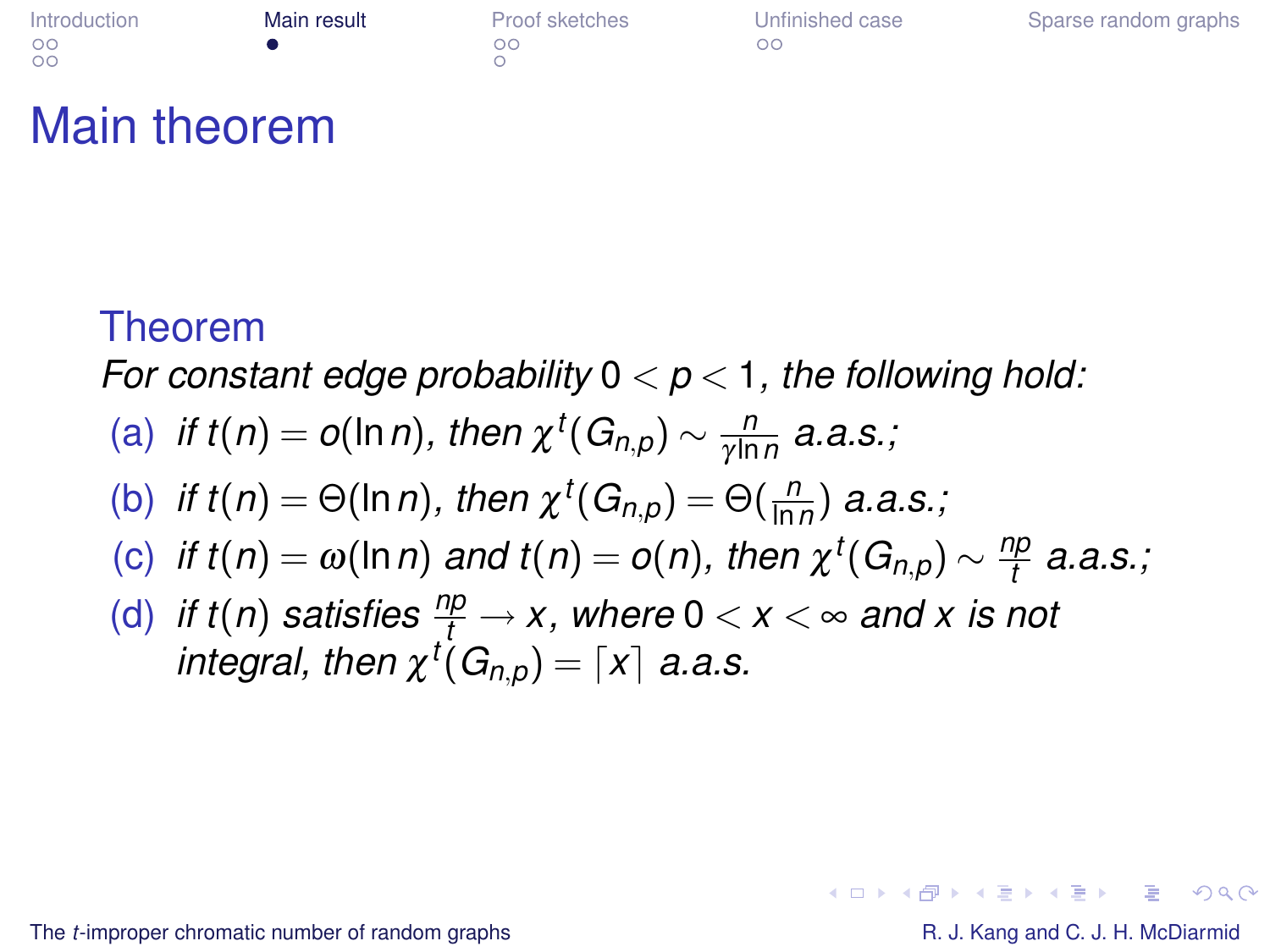# Main theorem

**Theorem**

*For constant edge probability $0 < p < 1$, the following hold:*

(a) *if $t(n) = o(\ln n)$, then $\chi^t(G_{n,p}) \sim \frac{n}{\gamma \ln n}$ a.a.s.;*

(b) *if $t(n) = \Theta(\ln n)$, then $\chi^t(G_{n,p}) = \Theta(\frac{n}{\ln n})$ a.a.s.;*

(c) *if $t(n) = \omega(\ln n)$ and $t(n) = o(n)$, then $\chi^t(G_{n,p}) \sim \frac{np}{t}$ a.a.s.;*

(d) *if $t(n)$ satisfies $\frac{np}{t} \to x$, where $0 < x < \infty$ and $x$ is not integral, then $\chi^t(G_{n,p}) = \lceil x \rceil$ a.a.s.*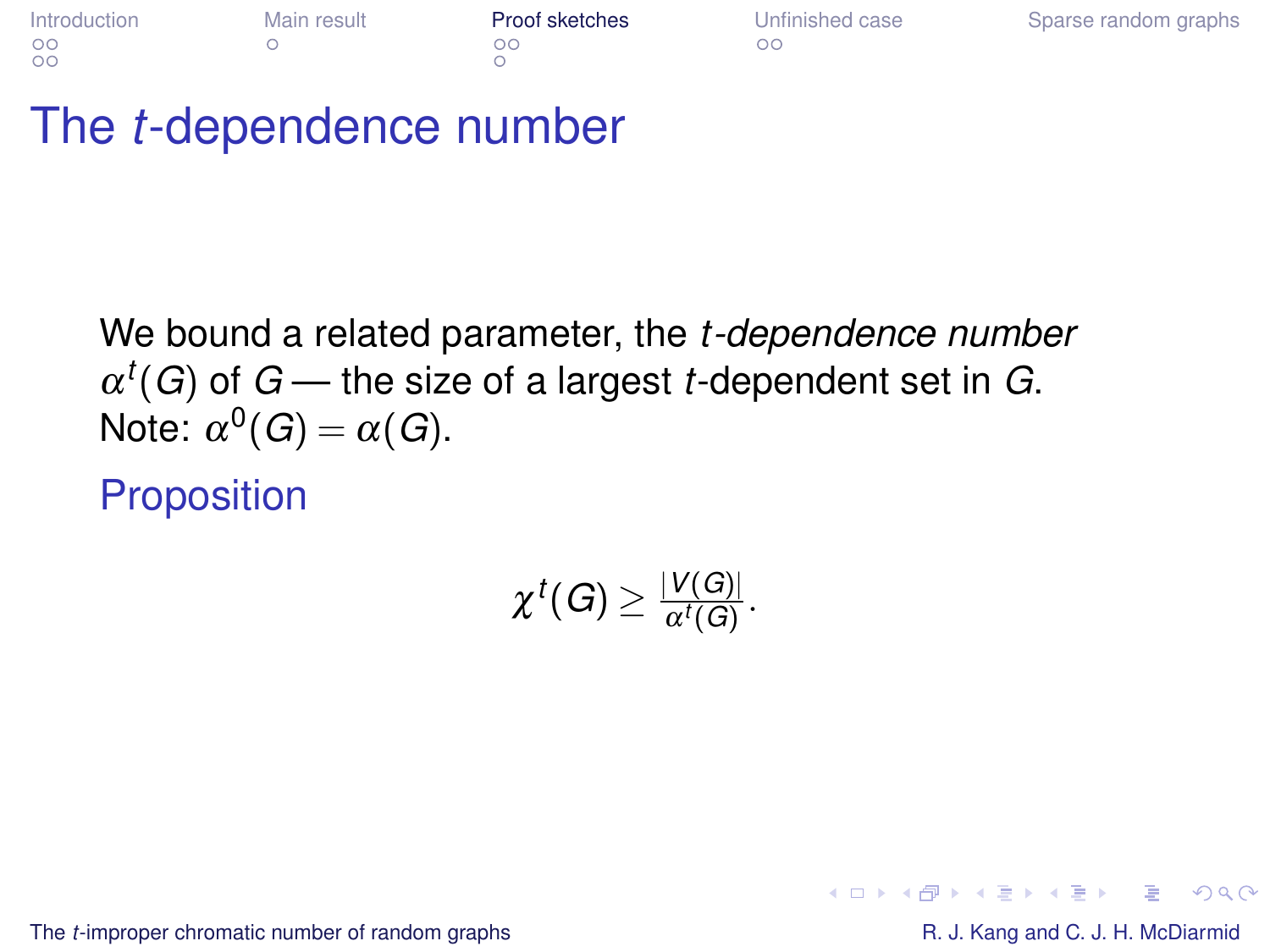# The $t$-dependence number

We bound a related parameter, the *$t$-dependence number* $\alpha^t(G)$ of $G$ — the size of a largest $t$-dependent set in $G$. Note: $\alpha^0(G) = \alpha(G)$.

### Proposition

$$\chi^t(G) \geq \frac{|V(G)|}{\alpha^t(G)}.$$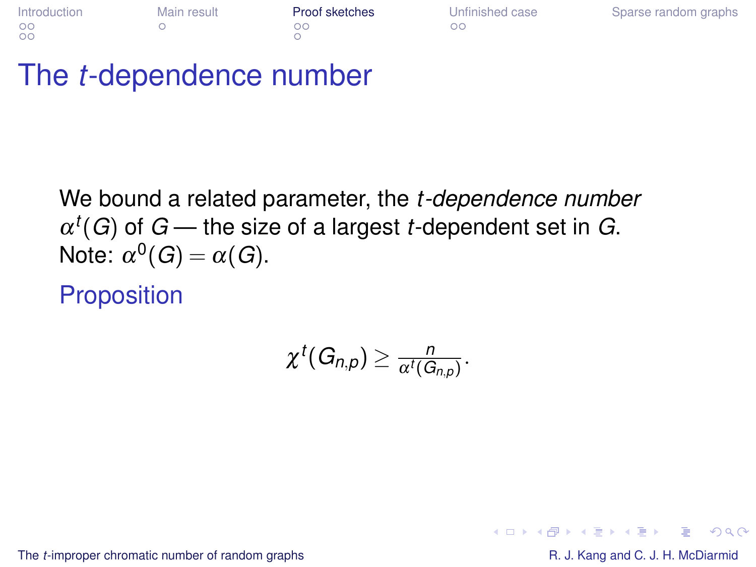# The $t$-dependence number

We bound a related parameter, the *$t$-dependence number* $\alpha^t(G)$ of $G$ — the size of a largest $t$-dependent set in $G$. Note: $\alpha^0(G) = \alpha(G)$.

## Proposition

$$\chi^t(G_{n,p}) \geq \frac{n}{\alpha^t(G_{n,p})}.$$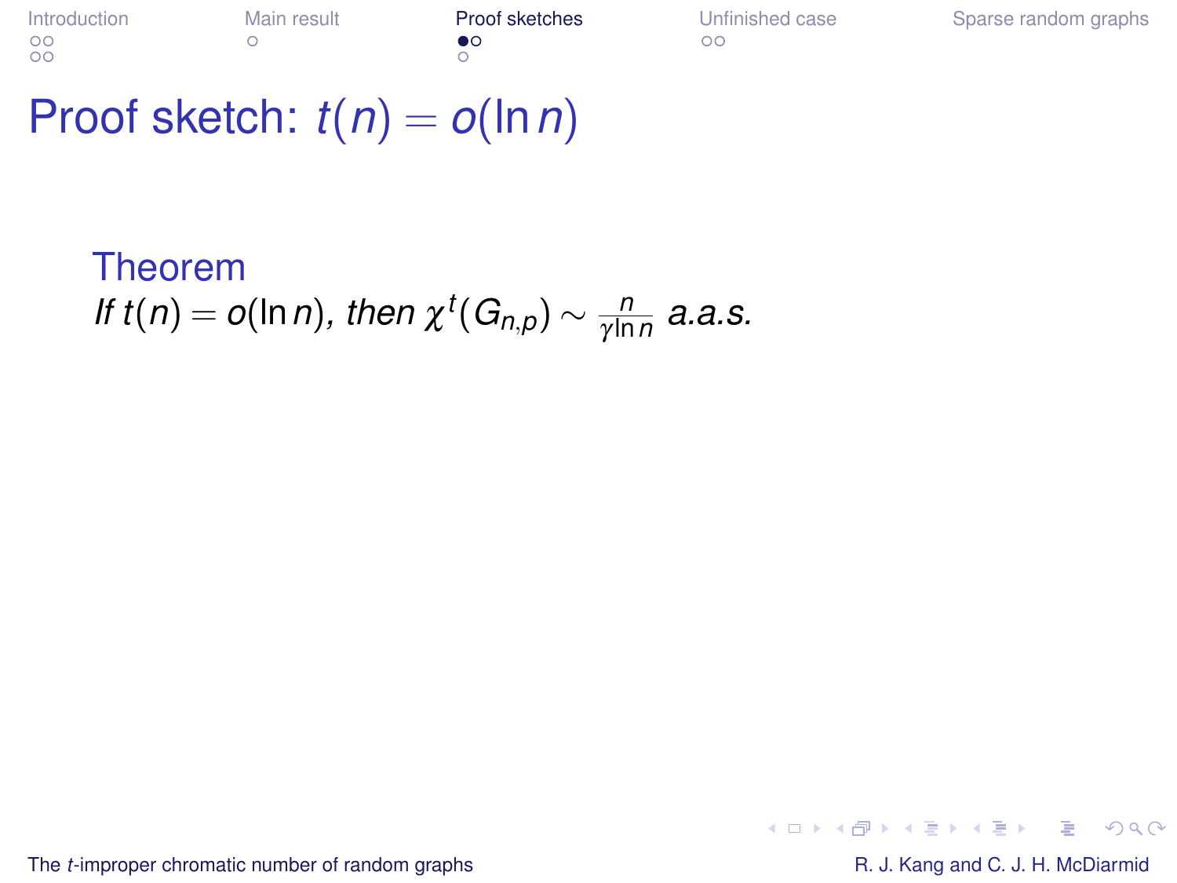# Proof sketch: $t(n) = o(\ln n)$

**Theorem**

*If $t(n) = o(\ln n)$, then $\chi^t(G_{n,p}) \sim \frac{n}{\gamma \ln n}$ a.a.s.*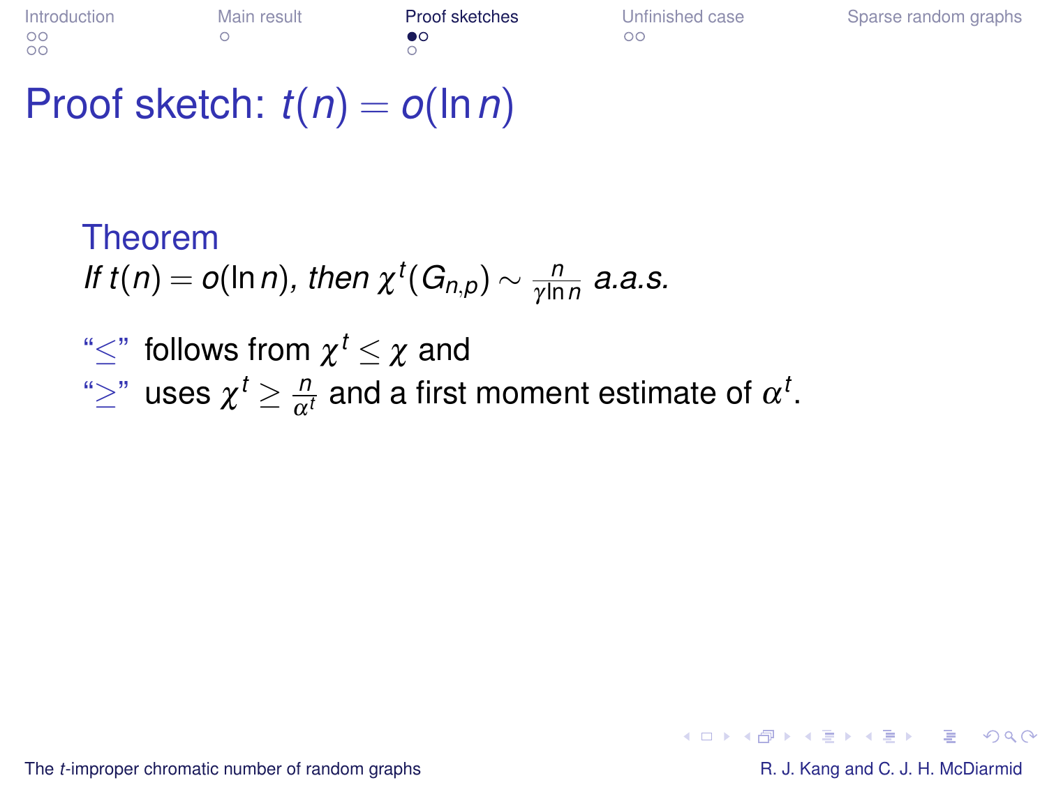# Proof sketch: $t(n) = o(\ln n)$

**Theorem**

*If $t(n) = o(\ln n)$, then $\chi^t(G_{n,p}) \sim \frac{n}{\gamma \ln n}$ a.a.s.*

"$\leq$" follows from $\chi^t \leq \chi$ and
"$\geq$" uses $\chi^t \geq \frac{n}{\alpha^t}$ and a first moment estimate of $\alpha^t$.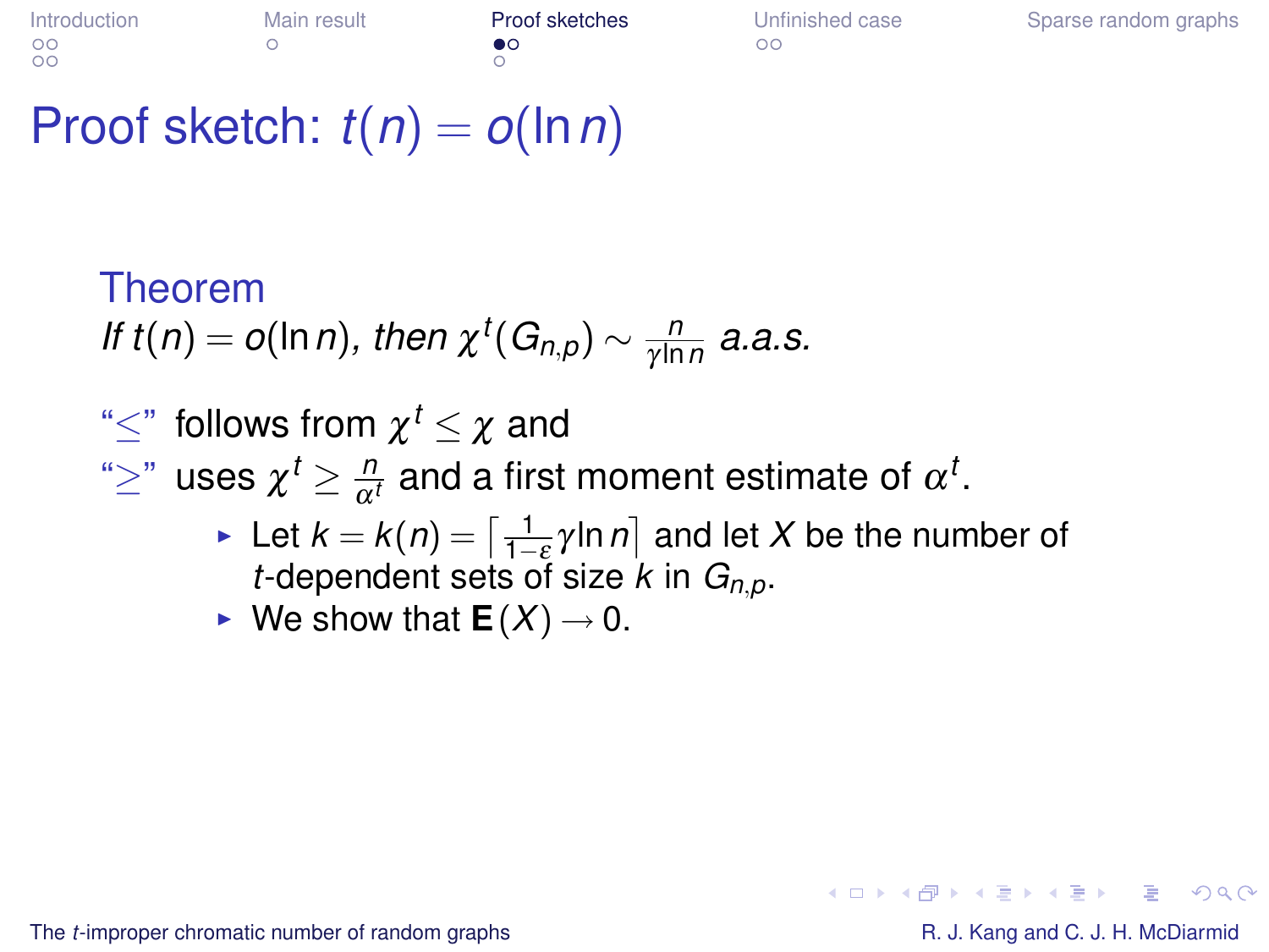# Proof sketch: $t(n) = o(\ln n)$

**Theorem**

*If $t(n) = o(\ln n)$, then $\chi^t(G_{n,p}) \sim \frac{n}{\gamma \ln n}$ a.a.s.*

"$\leq$" follows from $\chi^t \leq \chi$ and

"$\geq$" uses $\chi^t \geq \frac{n}{\alpha^t}$ and a first moment estimate of $\alpha^t$.

- Let $k = k(n) = \left\lceil \frac{1}{1-\varepsilon} \gamma \ln n \right\rceil$ and let $X$ be the number of $t$-dependent sets of size $k$ in $G_{n,p}$.
- We show that $\mathbf{E}(X) \to 0$.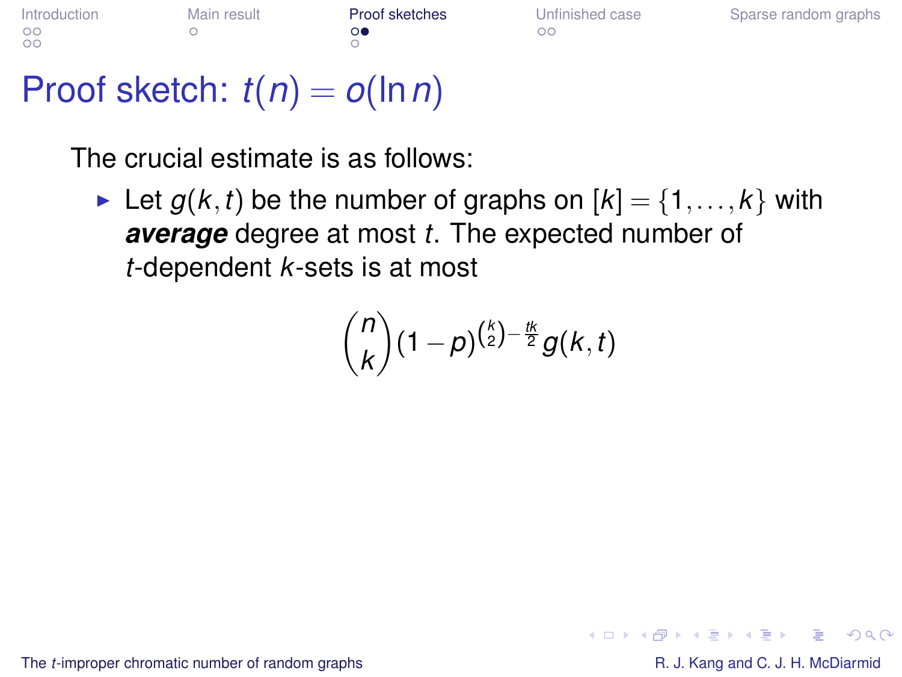# Proof sketch: $t(n) = o(\ln n)$

The crucial estimate is as follows:

- Let $g(k,t)$ be the number of graphs on $[k] = \{1, \ldots, k\}$ with ***average*** degree at most $t$. The expected number of $t$-dependent $k$-sets is at most

$$\binom{n}{k}(1-p)^{\binom{k}{2}-\frac{tk}{2}}g(k,t)$$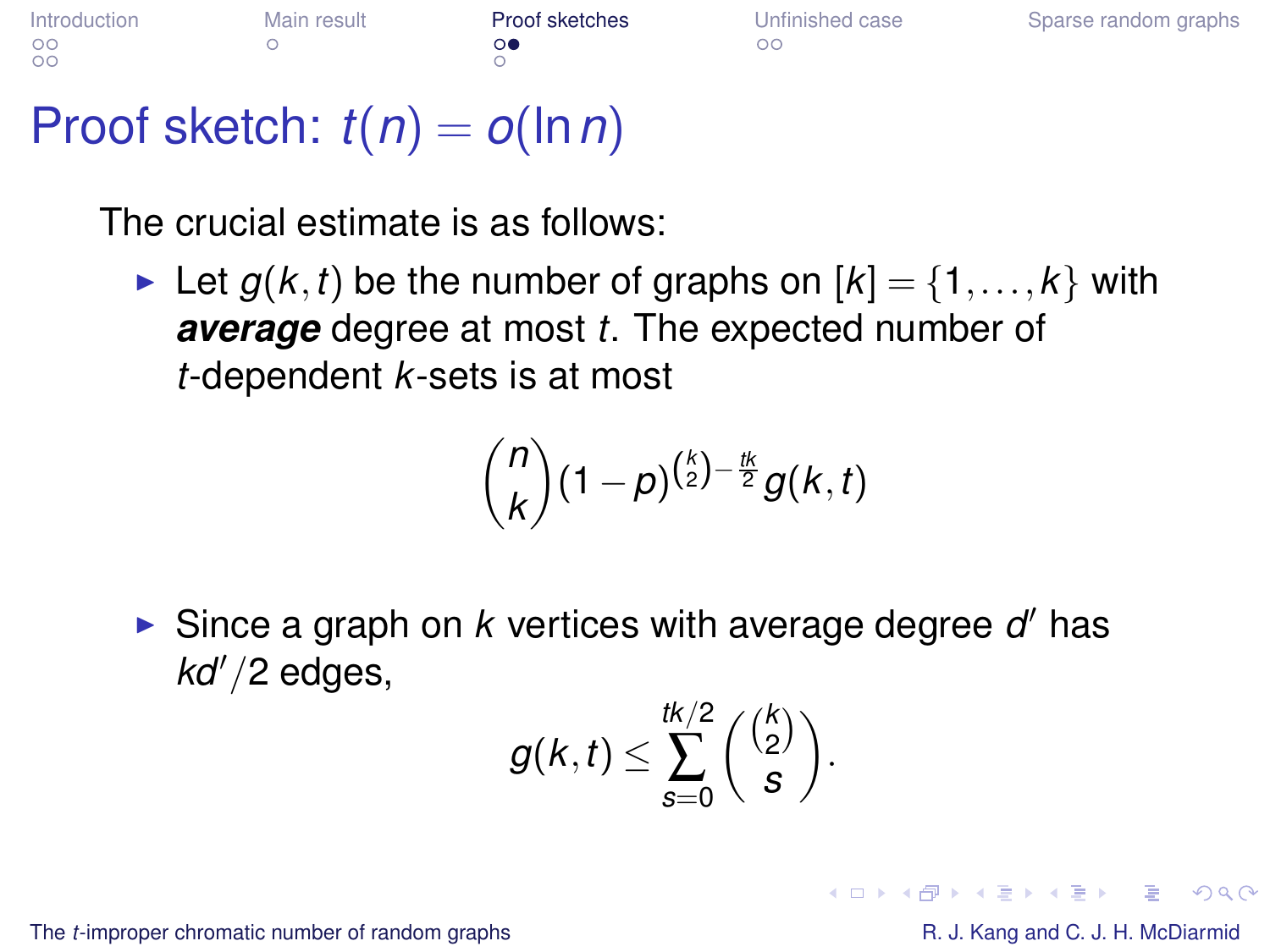# Proof sketch: $t(n) = o(\ln n)$

The crucial estimate is as follows:

- Let $g(k, t)$ be the number of graphs on $[k] = \{1, \ldots, k\}$ with ***average*** degree at most $t$. The expected number of $t$-dependent $k$-sets is at most

$$\binom{n}{k}(1-p)^{\binom{k}{2}-\frac{tk}{2}}g(k,t)$$

- Since a graph on $k$ vertices with average degree $d'$ has $kd'/2$ edges,

$$g(k,t) \leq \sum_{s=0}^{tk/2} \binom{\binom{k}{2}}{s}.$$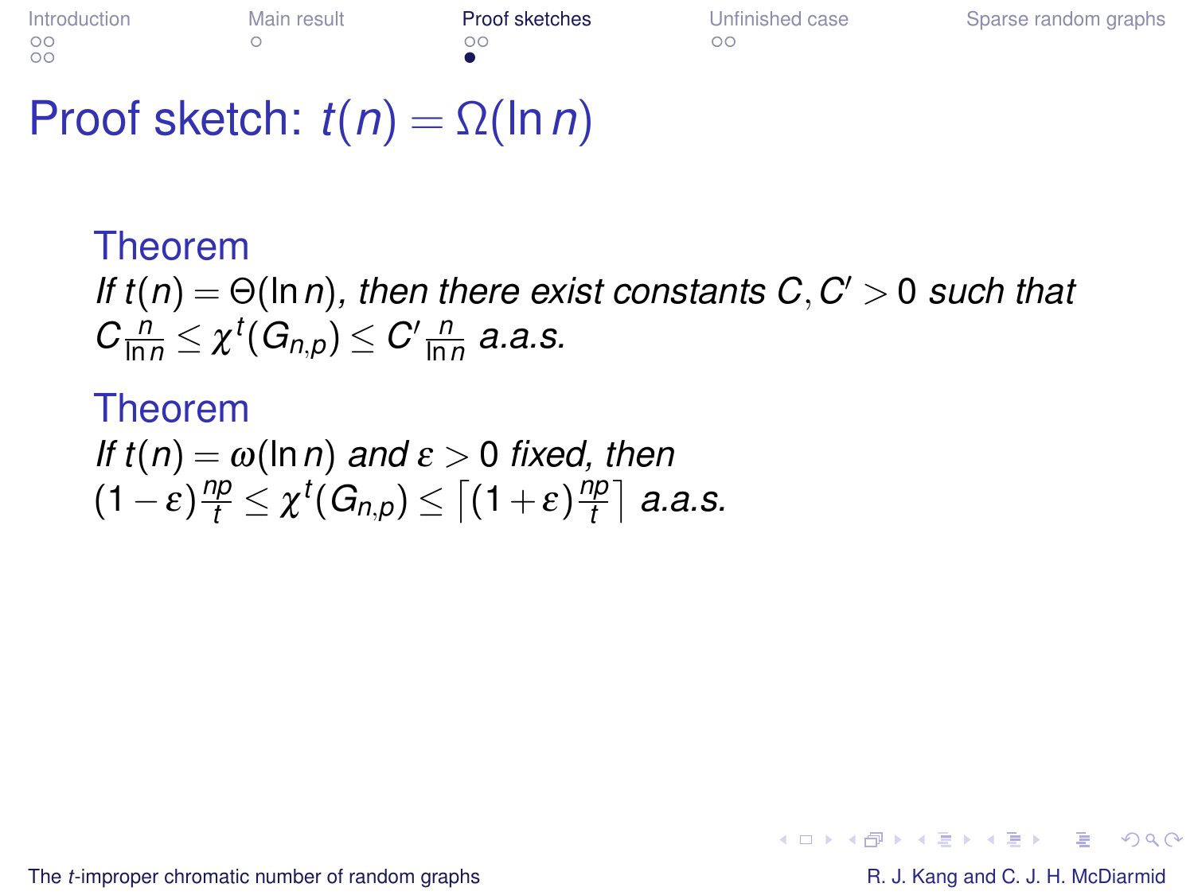# Proof sketch: $t(n) = \Omega(\ln n)$

### Theorem

*If $t(n) = \Theta(\ln n)$, then there exist constants $C, C' > 0$ such that $C \frac{n}{\ln n} \leq \chi^t(G_{n,p}) \leq C' \frac{n}{\ln n}$ a.a.s.*

### Theorem

*If $t(n) = \omega(\ln n)$ and $\varepsilon > 0$ fixed, then $(1-\varepsilon)\frac{np}{t} \leq \chi^t(G_{n,p}) \leq \left\lceil (1+\varepsilon)\frac{np}{t} \right\rceil$ a.a.s.*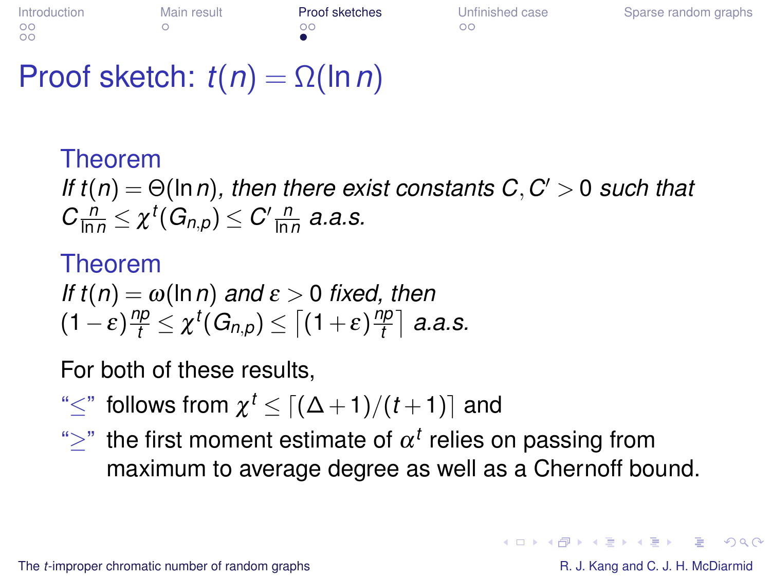# Proof sketch: $t(n) = \Omega(\ln n)$

**Theorem**

*If $t(n) = \Theta(\ln n)$, then there exist constants $C, C' > 0$ such that $C \frac{n}{\ln n} \le \chi^t(G_{n,p}) \le C' \frac{n}{\ln n}$ a.a.s.*

**Theorem**

*If $t(n) = \omega(\ln n)$ and $\varepsilon > 0$ fixed, then $(1-\varepsilon)\frac{np}{t} \le \chi^t(G_{n,p}) \le \left\lceil (1+\varepsilon)\frac{np}{t} \right\rceil$ a.a.s.*

For both of these results,

- "$\le$" follows from $\chi^t \le \lceil (\Delta+1)/(t+1) \rceil$ and
- "$\ge$" the first moment estimate of $\alpha^t$ relies on passing from maximum to average degree as well as a Chernoff bound.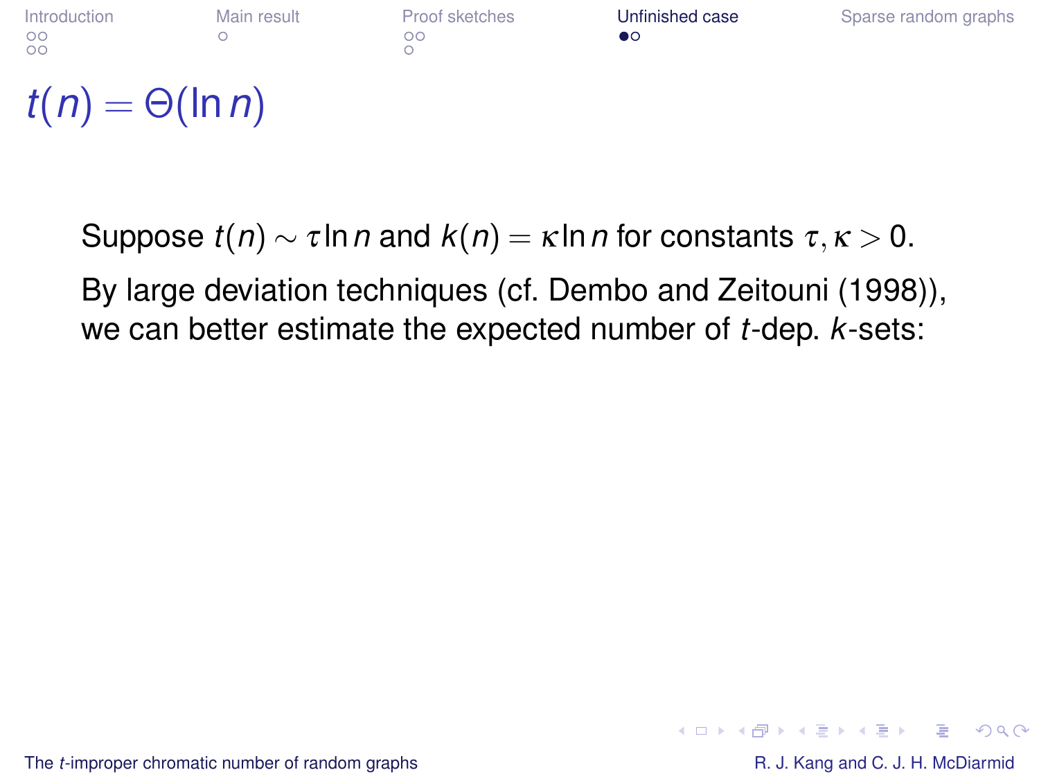# $t(n) = \Theta(\ln n)$

Suppose $t(n) \sim \tau \ln n$ and $k(n) = \kappa \ln n$ for constants $\tau, \kappa > 0$.

By large deviation techniques (cf. Dembo and Zeitouni (1998)), we can better estimate the expected number of $t$-dep. $k$-sets: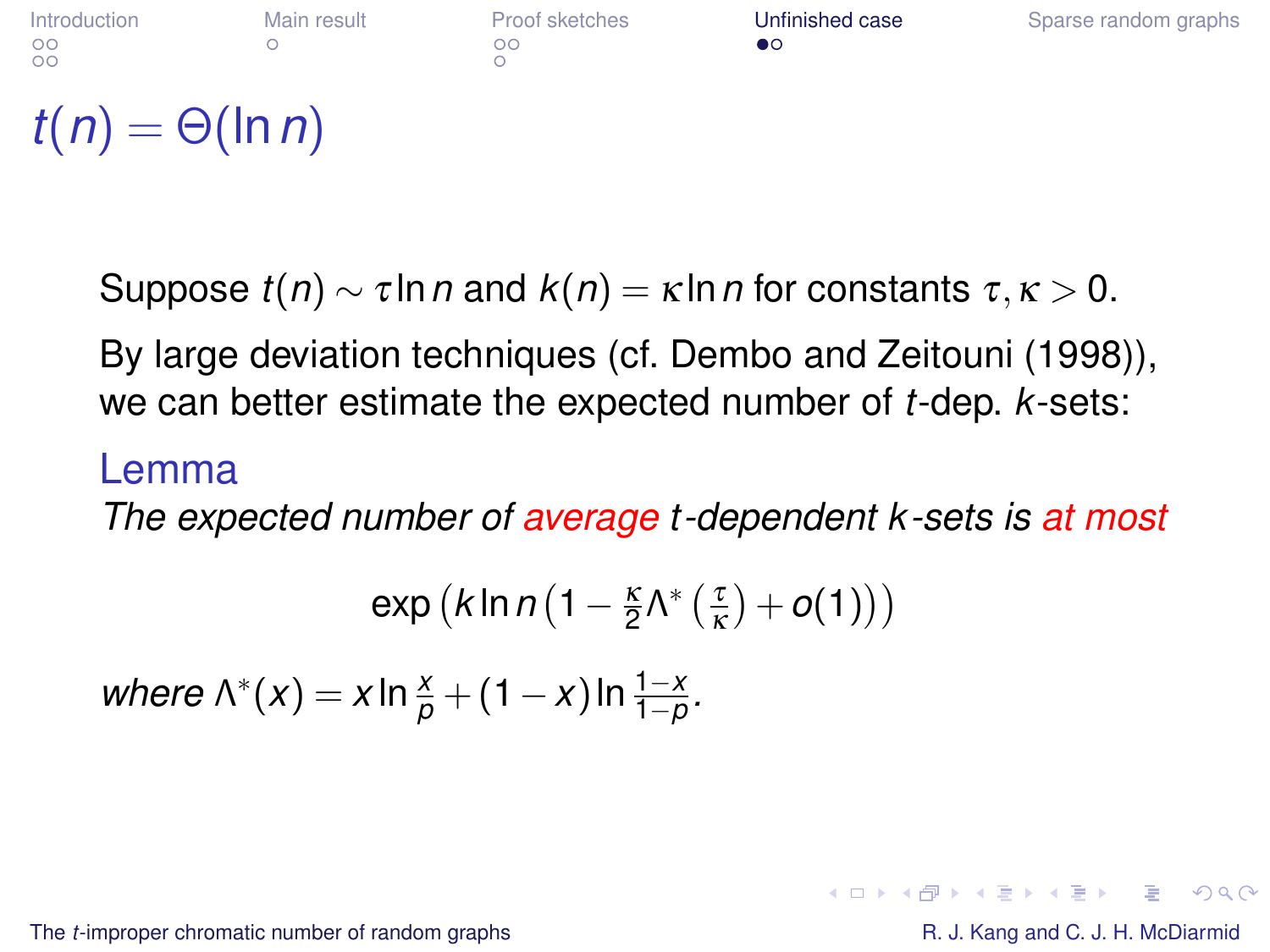# $t(n) = \Theta(\ln n)$

Suppose $t(n) \sim \tau \ln n$ and $k(n) = \kappa \ln n$ for constants $\tau, \kappa > 0$.

By large deviation techniques (cf. Dembo and Zeitouni (1998)), we can better estimate the expected number of $t$-dep. $k$-sets:

## Lemma

*The expected number of average $t$-dependent $k$-sets is at most*

$$\exp\left(k \ln n \left(1 - \frac{\kappa}{2} \Lambda^*\left(\frac{\tau}{\kappa}\right) + o(1)\right)\right)$$

*where* $\Lambda^*(x) = x \ln \frac{x}{p} + (1-x) \ln \frac{1-x}{1-p}$.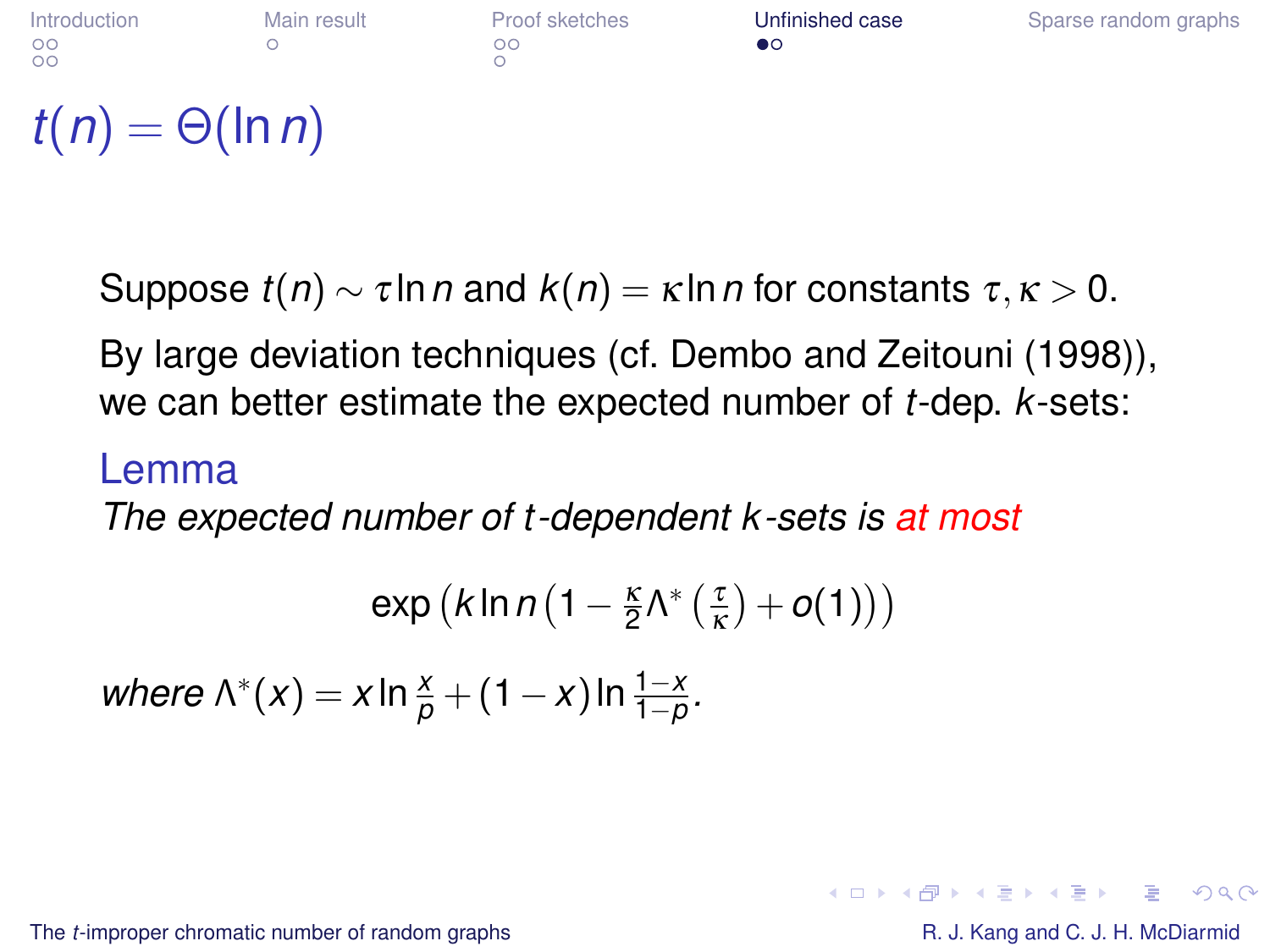# $t(n) = \Theta(\ln n)$

Suppose $t(n) \sim \tau \ln n$ and $k(n) = \kappa \ln n$ for constants $\tau, \kappa > 0$.

By large deviation techniques (cf. Dembo and Zeitouni (1998)), we can better estimate the expected number of $t$-dep. $k$-sets:

## Lemma

*The expected number of $t$-dependent $k$-sets is at most*

$$\exp\left(k \ln n \left(1 - \frac{\kappa}{2}\Lambda^*\left(\frac{\tau}{\kappa}\right) + o(1)\right)\right)$$

*where* $\Lambda^*(x) = x \ln \frac{x}{p} + (1-x) \ln \frac{1-x}{1-p}$.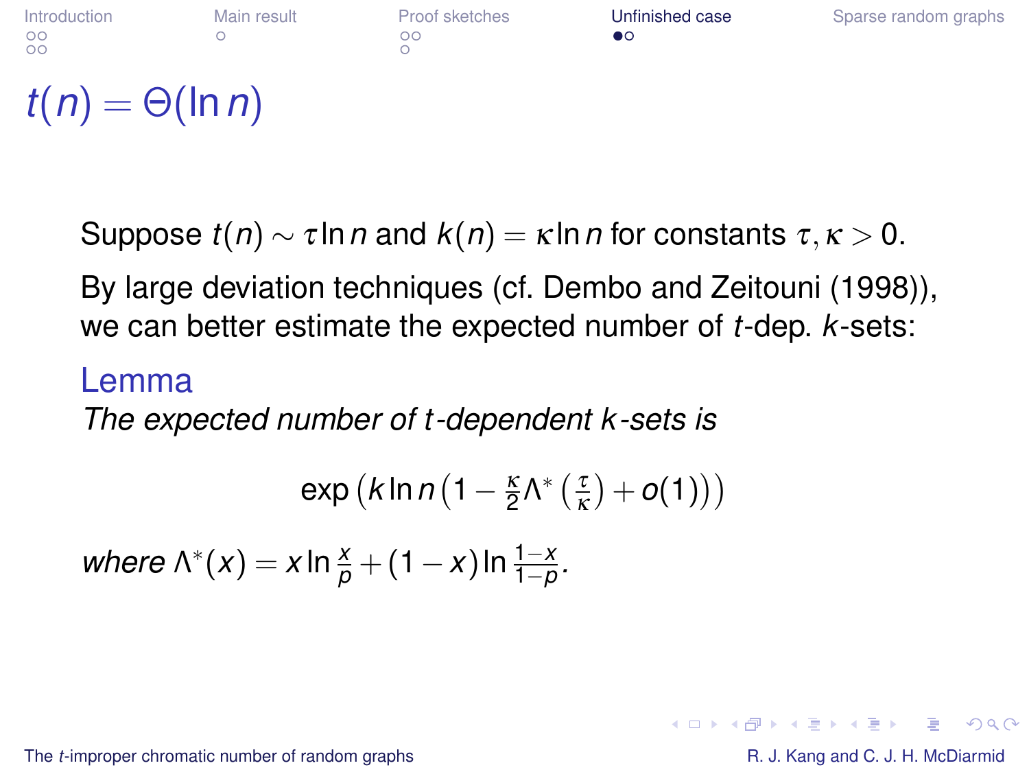# $t(n) = \Theta(\ln n)$

Suppose $t(n) \sim \tau \ln n$ and $k(n) = \kappa \ln n$ for constants $\tau, \kappa > 0$.

By large deviation techniques (cf. Dembo and Zeitouni (1998)), we can better estimate the expected number of $t$-dep. $k$-sets:

### Lemma

*The expected number of $t$-dependent $k$-sets is*

$$\exp\left(k \ln n \left(1 - \frac{\kappa}{2} \Lambda^*\left(\frac{\tau}{\kappa}\right) + o(1)\right)\right)$$

*where* $\Lambda^*(x) = x \ln \frac{x}{p} + (1-x) \ln \frac{1-x}{1-p}$.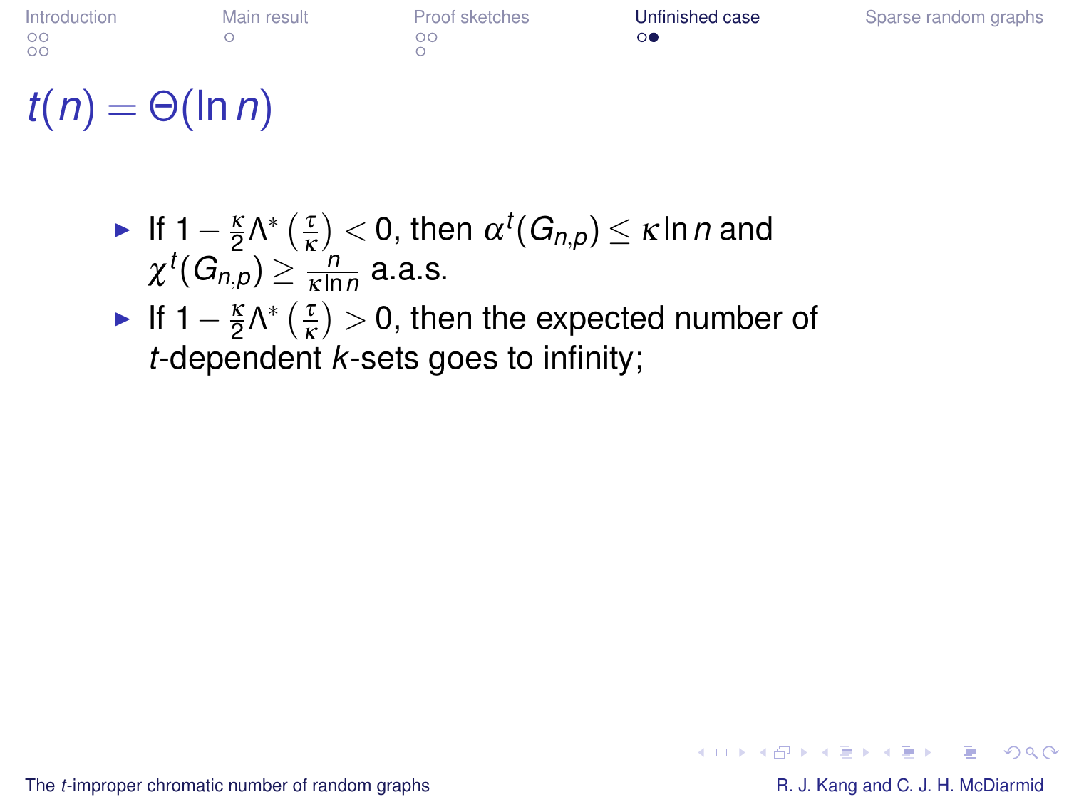# $t(n) = \Theta(\ln n)$

- If $1 - \frac{\kappa}{2}\Lambda^*\left(\frac{\tau}{\kappa}\right) < 0$, then $\alpha^t(G_{n,p}) \leq \kappa \ln n$ and $\chi^t(G_{n,p}) \geq \frac{n}{\kappa \ln n}$ a.a.s.
- If $1 - \frac{\kappa}{2}\Lambda^*\left(\frac{\tau}{\kappa}\right) > 0$, then the expected number of $t$-dependent $k$-sets goes to infinity;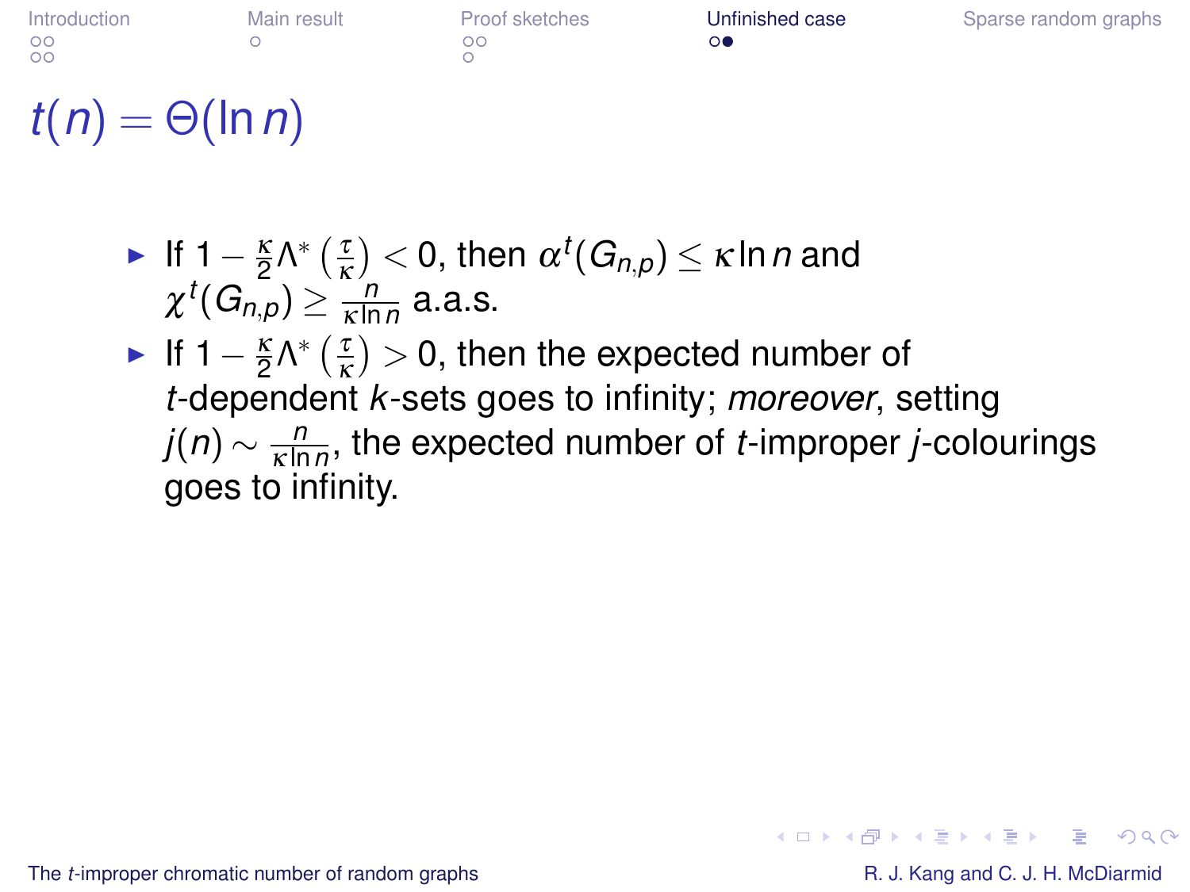# $t(n) = \Theta(\ln n)$

- If $1 - \frac{\kappa}{2}\Lambda^*\left(\frac{\tau}{\kappa}\right) < 0$, then $\alpha^t(G_{n,p}) \leq \kappa \ln n$ and $\chi^t(G_{n,p}) \geq \frac{n}{\kappa \ln n}$ a.a.s.
- If $1 - \frac{\kappa}{2}\Lambda^*\left(\frac{\tau}{\kappa}\right) > 0$, then the expected number of $t$-dependent $k$-sets goes to infinity; *moreover*, setting $j(n) \sim \frac{n}{\kappa \ln n}$, the expected number of $t$-improper $j$-colourings goes to infinity.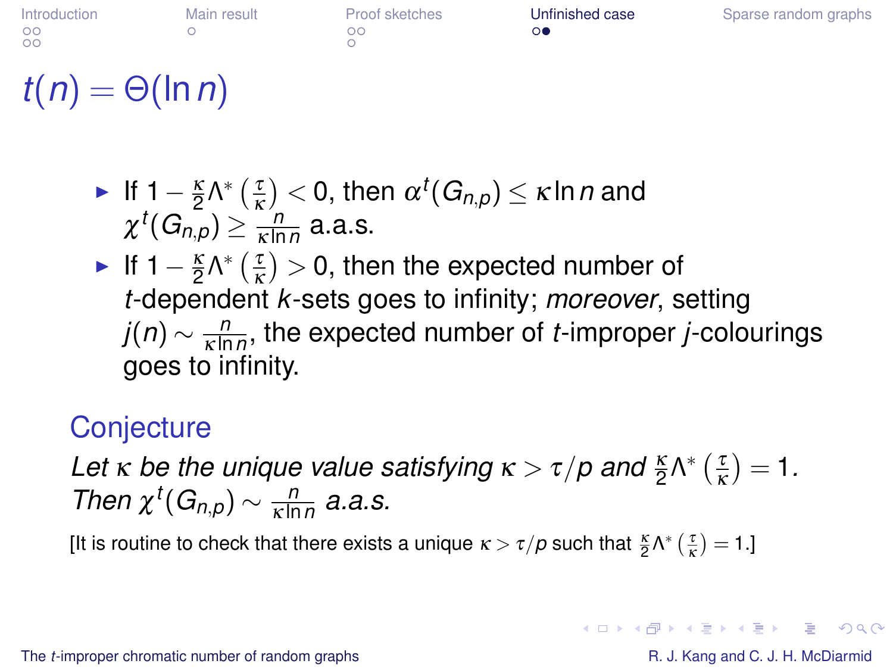# $t(n) = \Theta(\ln n)$

- If $1 - \frac{\kappa}{2}\Lambda^*\left(\frac{\tau}{\kappa}\right) < 0$, then $\alpha^t(G_{n,p}) \le \kappa \ln n$ and $\chi^t(G_{n,p}) \ge \frac{n}{\kappa \ln n}$ a.a.s.
- If $1 - \frac{\kappa}{2}\Lambda^*\left(\frac{\tau}{\kappa}\right) > 0$, then the expected number of $t$-dependent $k$-sets goes to infinity; *moreover*, setting $j(n) \sim \frac{n}{\kappa \ln n}$, the expected number of $t$-improper $j$-colourings goes to infinity.

## Conjecture

*Let $\kappa$ be the unique value satisfying $\kappa > \tau/p$ and $\frac{\kappa}{2}\Lambda^*\left(\frac{\tau}{\kappa}\right) = 1$. Then $\chi^t(G_{n,p}) \sim \frac{n}{\kappa \ln n}$ a.a.s.*

[It is routine to check that there exists a unique $\kappa > \tau/p$ such that $\frac{\kappa}{2}\Lambda^*\left(\frac{\tau}{\kappa}\right) = 1$.]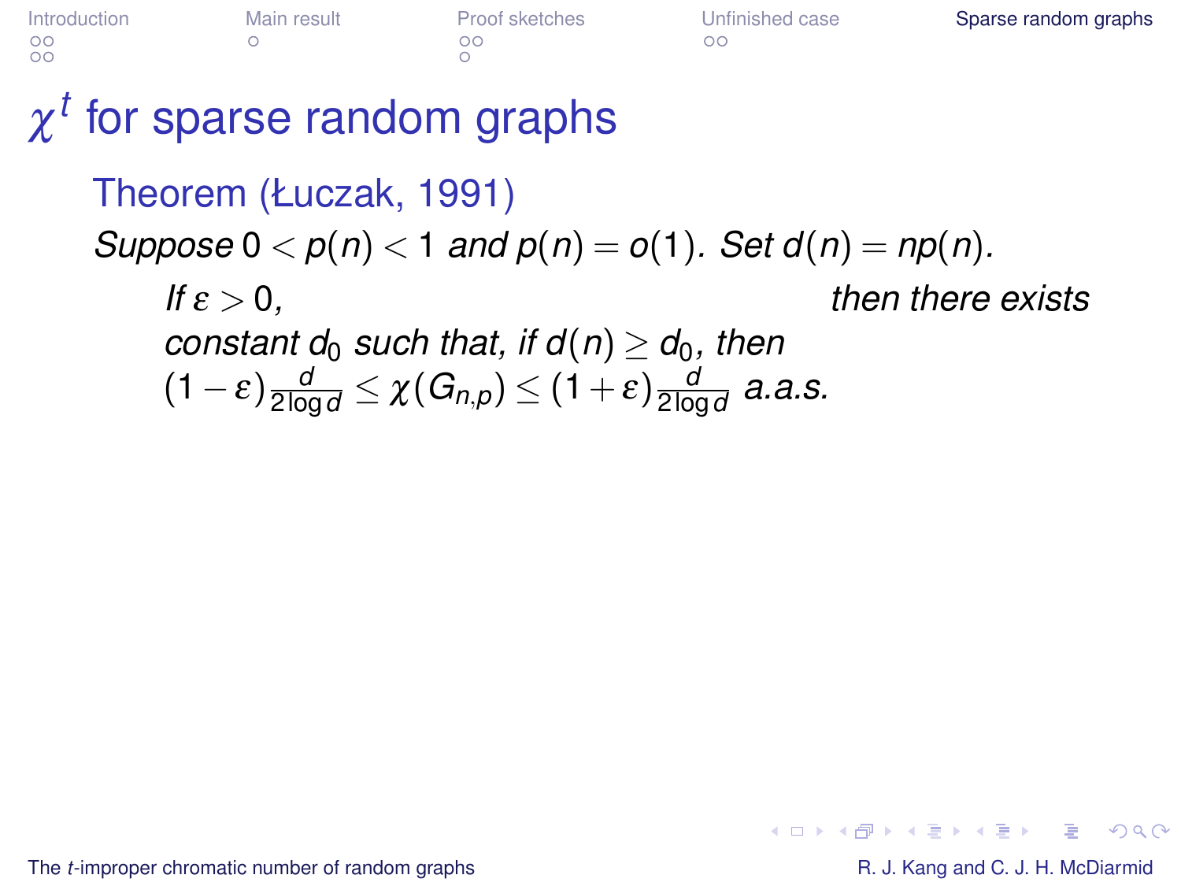# $\chi^t$ for sparse random graphs

## Theorem (Łuczak, 1991)

*Suppose* $0 < p(n) < 1$ *and* $p(n) = o(1)$*. Set* $d(n) = np(n)$*.*

*If* $\varepsilon > 0$*, then there exists constant* $d_0$ *such that, if* $d(n) \geq d_0$*, then* $(1-\varepsilon)\frac{d}{2\log d} \leq \chi(G_{n,p}) \leq (1+\varepsilon)\frac{d}{2\log d}$ *a.a.s.*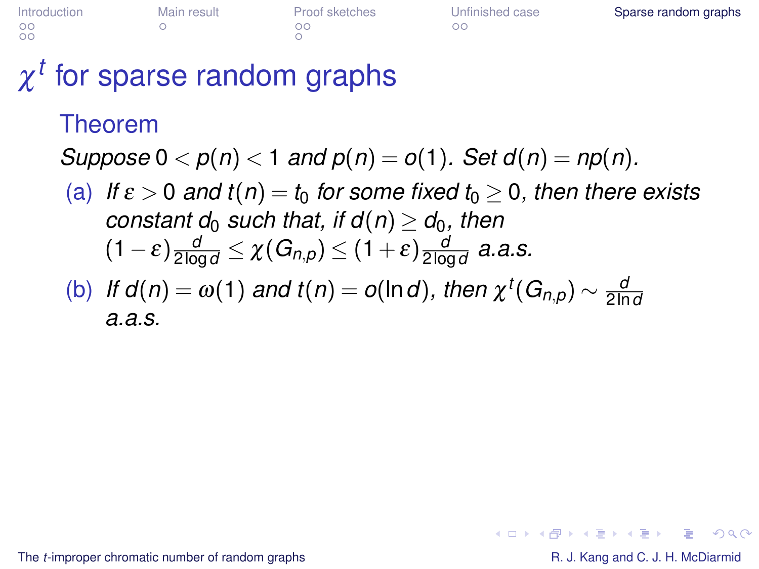# $\chi^t$ for sparse random graphs

## Theorem

*Suppose* $0 < p(n) < 1$ *and* $p(n) = o(1)$*. Set* $d(n) = np(n)$.

(a) *If* $\varepsilon > 0$ *and* $t(n) = t_0$ *for some fixed* $t_0 \geq 0$*, then there exists constant* $d_0$ *such that, if* $d(n) \geq d_0$*, then* $(1-\varepsilon)\frac{d}{2\log d} \leq \chi(G_{n,p}) \leq (1+\varepsilon)\frac{d}{2\log d}$ *a.a.s.*

(b) *If* $d(n) = \omega(1)$ *and* $t(n) = o(\ln d)$*, then* $\chi^t(G_{n,p}) \sim \frac{d}{2\ln d}$ *a.a.s.*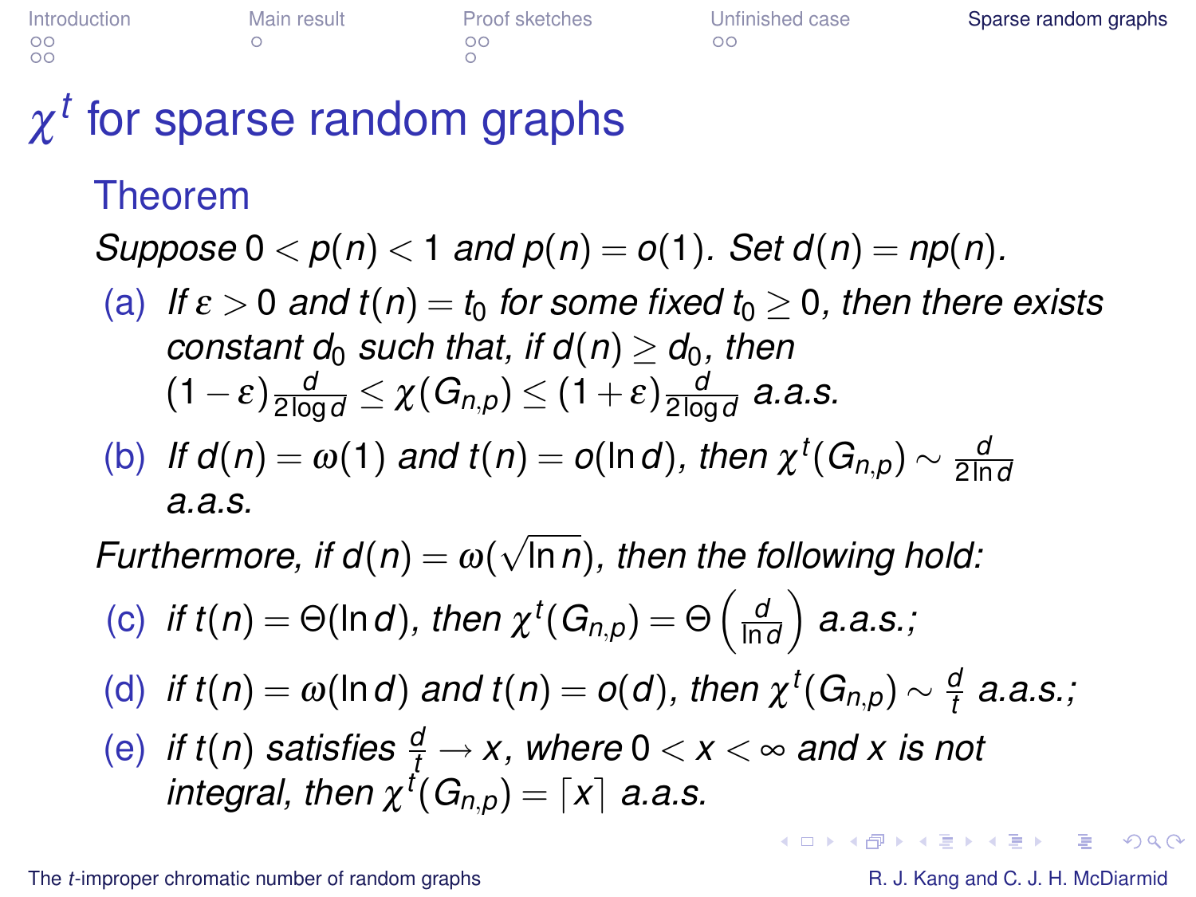# $\chi^t$ for sparse random graphs

## Theorem

*Suppose* $0 < p(n) < 1$ *and* $p(n) = o(1)$*. Set* $d(n) = np(n)$*.*

(a) *If* $\varepsilon > 0$ *and* $t(n) = t_0$ *for some fixed* $t_0 \geq 0$*, then there exists constant* $d_0$ *such that, if* $d(n) \geq d_0$*, then* $(1-\varepsilon)\frac{d}{2\log d} \leq \chi(G_{n,p}) \leq (1+\varepsilon)\frac{d}{2\log d}$ *a.a.s.*

(b) *If* $d(n) = \omega(1)$ *and* $t(n) = o(\ln d)$*, then* $\chi^t(G_{n,p}) \sim \frac{d}{2\ln d}$ *a.a.s.*

*Furthermore, if* $d(n) = \omega(\sqrt{\ln n})$*, then the following hold:*

(c) *if* $t(n) = \Theta(\ln d)$*, then* $\chi^t(G_{n,p}) = \Theta\left(\frac{d}{\ln d}\right)$ *a.a.s.;*

(d) *if* $t(n) = \omega(\ln d)$ *and* $t(n) = o(d)$*, then* $\chi^t(G_{n,p}) \sim \frac{d}{t}$ *a.a.s.;*

(e) *if* $t(n)$ *satisfies* $\frac{d}{t} \to x$*, where* $0 < x < \infty$ *and* $x$ *is not integral, then* $\chi^t(G_{n,p}) = \lceil x \rceil$ *a.a.s.*